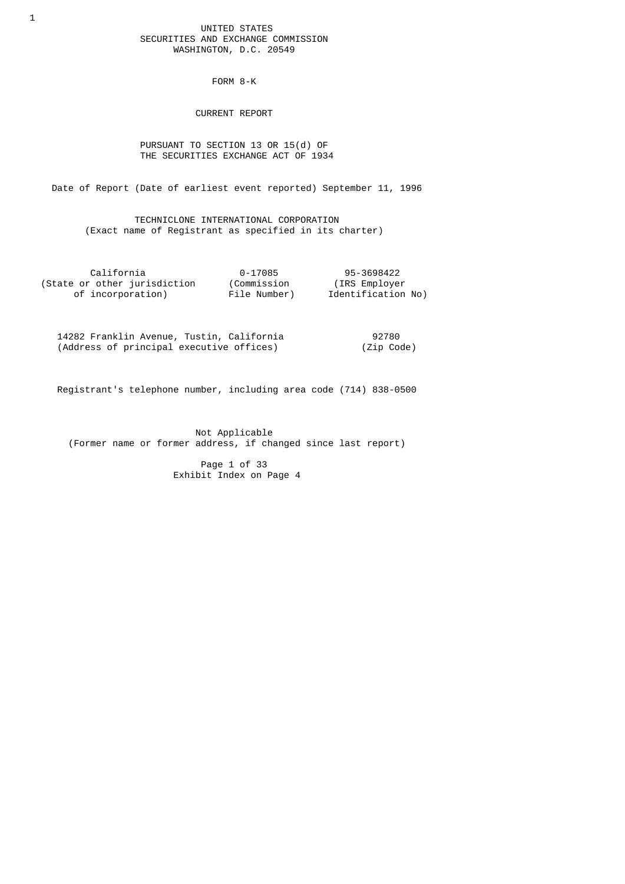UNITED STATES
SECURITIES AND EXCHANGE COMMISSION
WASHINGTON, D.C. 20549

# FORM 8-K

## CURRENT REPORT

PURSUANT TO SECTION 13 OR 15(d) OF
THE SECURITIES EXCHANGE ACT OF 1934

Date of Report (Date of earliest event reported) September 11, 1996

**TECHNICLONE INTERNATIONAL CORPORATION**
(Exact name of Registrant as specified in its charter)

| California | 0-17085 | 95-3698422 |
|---|---|---|
| (State or other jurisdiction of incorporation) | (Commission File Number) | (IRS Employer Identification No) |

| 14282 Franklin Avenue, Tustin, California | 92780 |
|---|---|
| (Address of principal executive offices) | (Zip Code) |

Registrant's telephone number, including area code (714) 838-0500

Not Applicable
(Former name or former address, if changed since last report)

Exhibit Index on Page 4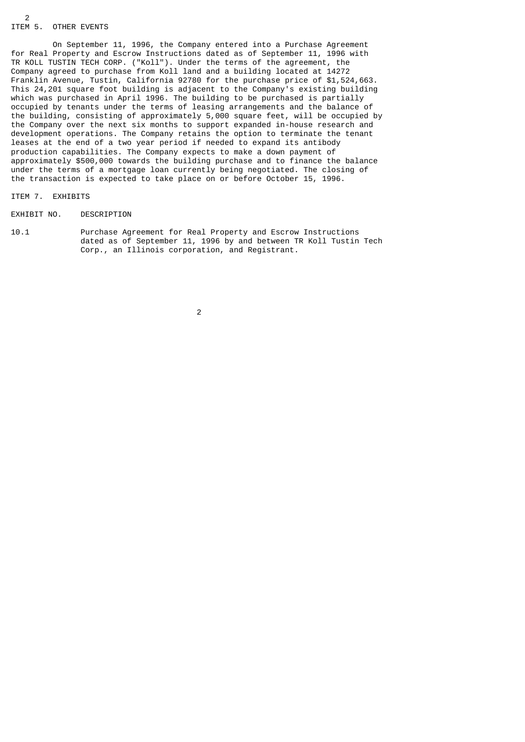## ITEM 5. OTHER EVENTS

On September 11, 1996, the Company entered into a Purchase Agreement for Real Property and Escrow Instructions dated as of September 11, 1996 with TR KOLL TUSTIN TECH CORP. ("Koll"). Under the terms of the agreement, the Company agreed to purchase from Koll land and a building located at 14272 Franklin Avenue, Tustin, California 92780 for the purchase price of $1,524,663. This 24,201 square foot building is adjacent to the Company's existing building which was purchased in April 1996. The building to be purchased is partially occupied by tenants under the terms of leasing arrangements and the balance of the building, consisting of approximately 5,000 square feet, will be occupied by the Company over the next six months to support expanded in-house research and development operations. The Company retains the option to terminate the tenant leases at the end of a two year period if needed to expand its antibody production capabilities. The Company expects to make a down payment of approximately $500,000 towards the building purchase and to finance the balance under the terms of a mortgage loan currently being negotiated. The closing of the transaction is expected to take place on or before October 15, 1996.

## ITEM 7. EXHIBITS

| EXHIBIT NO. | DESCRIPTION |
|---|---|
| 10.1 | Purchase Agreement for Real Property and Escrow Instructions dated as of September 11, 1996 by and between TR Koll Tustin Tech Corp., an Illinois corporation, and Registrant. |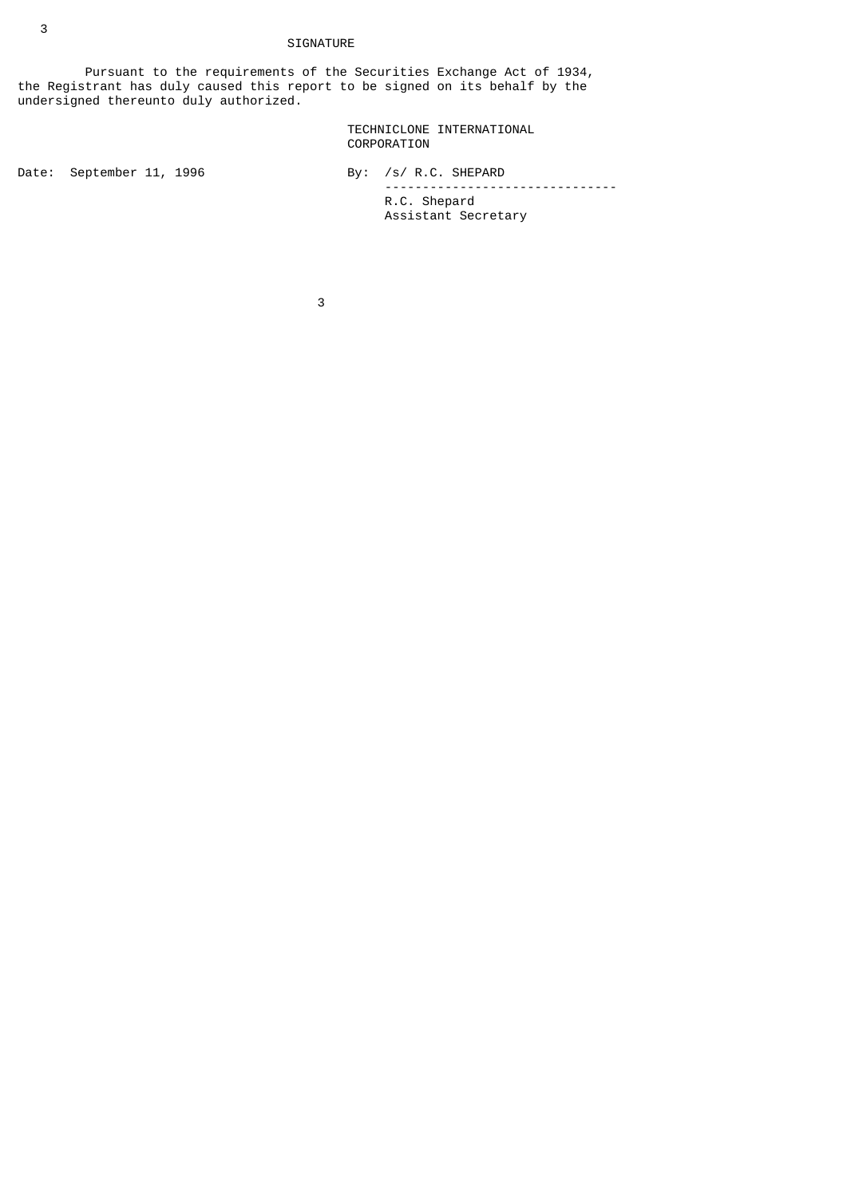## SIGNATURE

Pursuant to the requirements of the Securities Exchange Act of 1934, the Registrant has duly caused this report to be signed on its behalf by the undersigned thereunto duly authorized.

TECHNICLONE INTERNATIONAL CORPORATION

Date: September 11, 1996

By: /s/ R.C. SHEPARD

R.C. Shepard
Assistant Secretary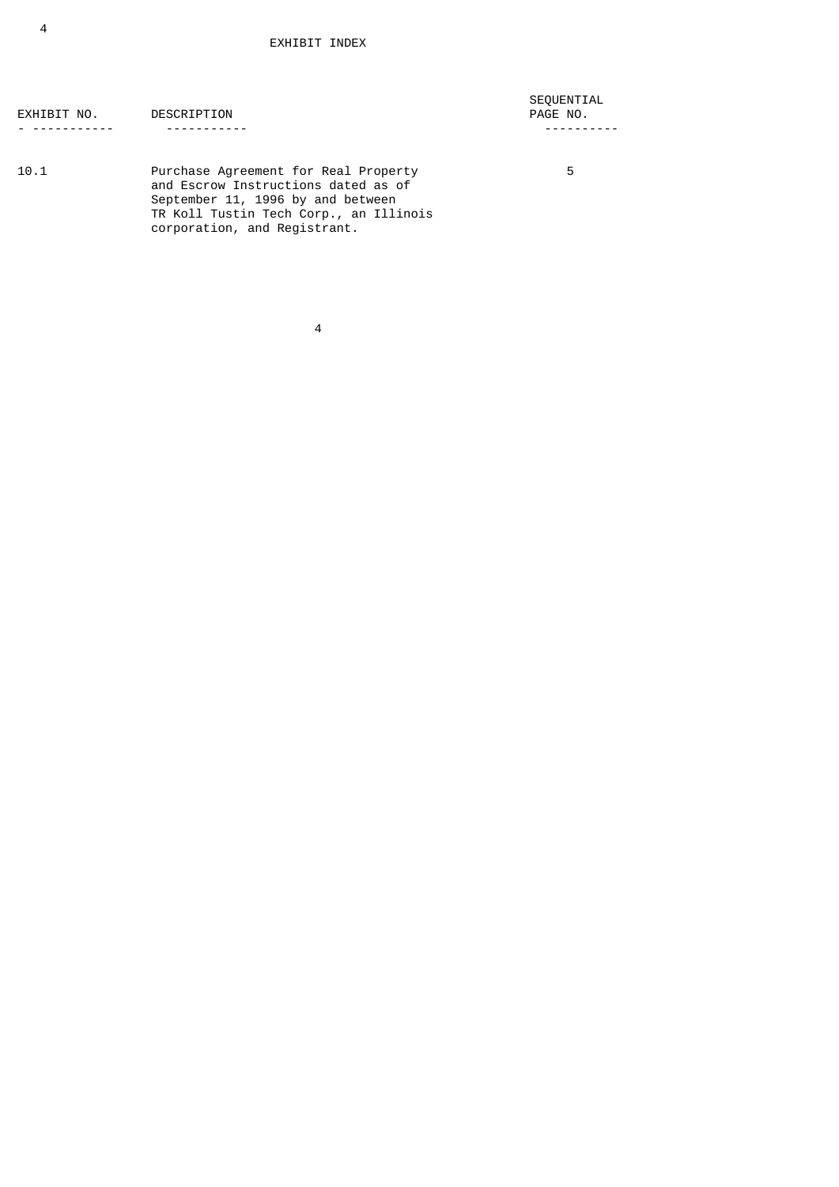# EXHIBIT INDEX

| EXHIBIT NO. | DESCRIPTION | SEQUENTIAL PAGE NO. |
|---|---|---|
| 10.1 | Purchase Agreement for Real Property and Escrow Instructions dated as of September 11, 1996 by and between TR Koll Tustin Tech Corp., an Illinois corporation, and Registrant. | 5 |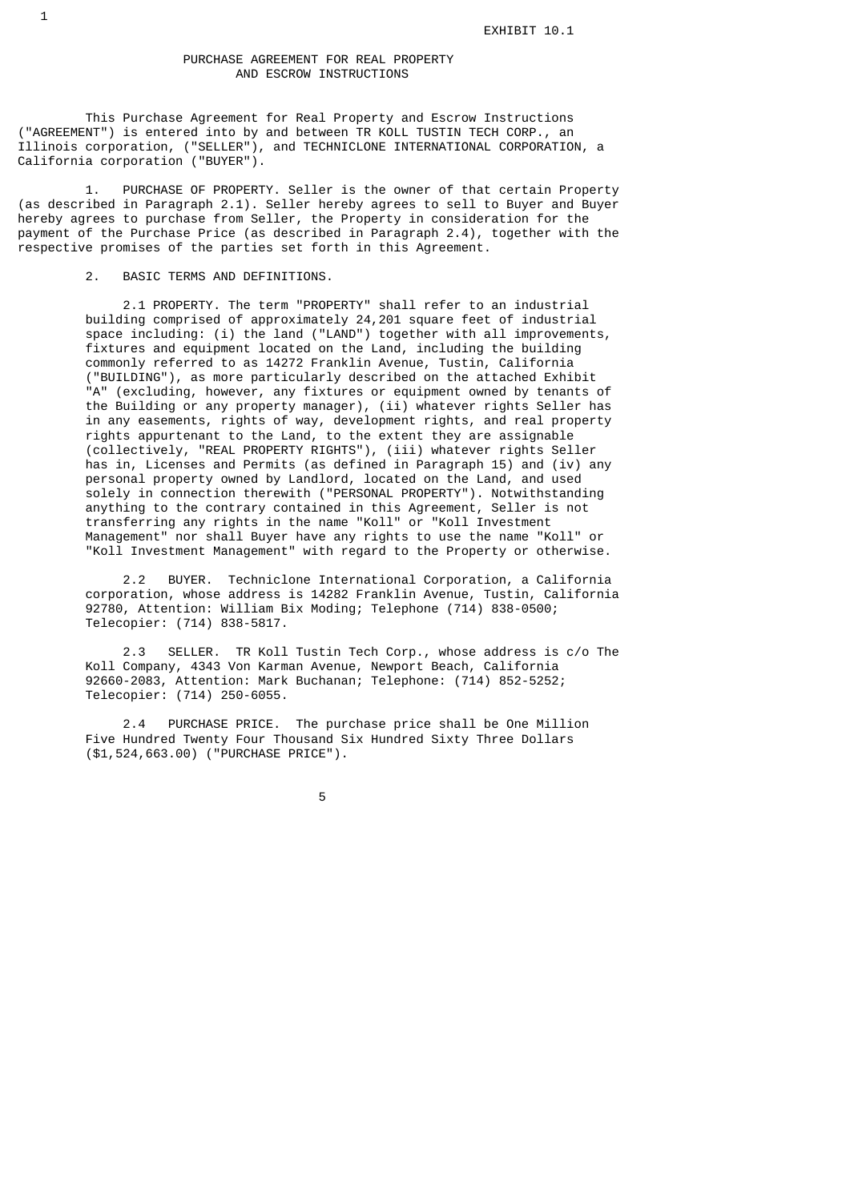EXHIBIT 10.1

# PURCHASE AGREEMENT FOR REAL PROPERTY AND ESCROW INSTRUCTIONS

This Purchase Agreement for Real Property and Escrow Instructions ("AGREEMENT") is entered into by and between TR KOLL TUSTIN TECH CORP., an Illinois corporation, ("SELLER"), and TECHNICLONE INTERNATIONAL CORPORATION, a California corporation ("BUYER").

1. PURCHASE OF PROPERTY. Seller is the owner of that certain Property (as described in Paragraph 2.1). Seller hereby agrees to sell to Buyer and Buyer hereby agrees to purchase from Seller, the Property in consideration for the payment of the Purchase Price (as described in Paragraph 2.4), together with the respective promises of the parties set forth in this Agreement.

2. BASIC TERMS AND DEFINITIONS.

2.1 PROPERTY. The term "PROPERTY" shall refer to an industrial building comprised of approximately 24,201 square feet of industrial space including: (i) the land ("LAND") together with all improvements, fixtures and equipment located on the Land, including the building commonly referred to as 14272 Franklin Avenue, Tustin, California ("BUILDING"), as more particularly described on the attached Exhibit "A" (excluding, however, any fixtures or equipment owned by tenants of the Building or any property manager), (ii) whatever rights Seller has in any easements, rights of way, development rights, and real property rights appurtenant to the Land, to the extent they are assignable (collectively, "REAL PROPERTY RIGHTS"), (iii) whatever rights Seller has in, Licenses and Permits (as defined in Paragraph 15) and (iv) any personal property owned by Landlord, located on the Land, and used solely in connection therewith ("PERSONAL PROPERTY"). Notwithstanding anything to the contrary contained in this Agreement, Seller is not transferring any rights in the name "Koll" or "Koll Investment Management" nor shall Buyer have any rights to use the name "Koll" or "Koll Investment Management" with regard to the Property or otherwise.

2.2 BUYER. Techniclone International Corporation, a California corporation, whose address is 14282 Franklin Avenue, Tustin, California 92780, Attention: William Bix Moding; Telephone (714) 838-0500; Telecopier: (714) 838-5817.

2.3 SELLER. TR Koll Tustin Tech Corp., whose address is c/o The Koll Company, 4343 Von Karman Avenue, Newport Beach, California 92660-2083, Attention: Mark Buchanan; Telephone: (714) 852-5252; Telecopier: (714) 250-6055.

2.4 PURCHASE PRICE. The purchase price shall be One Million Five Hundred Twenty Four Thousand Six Hundred Sixty Three Dollars ($1,524,663.00) ("PURCHASE PRICE").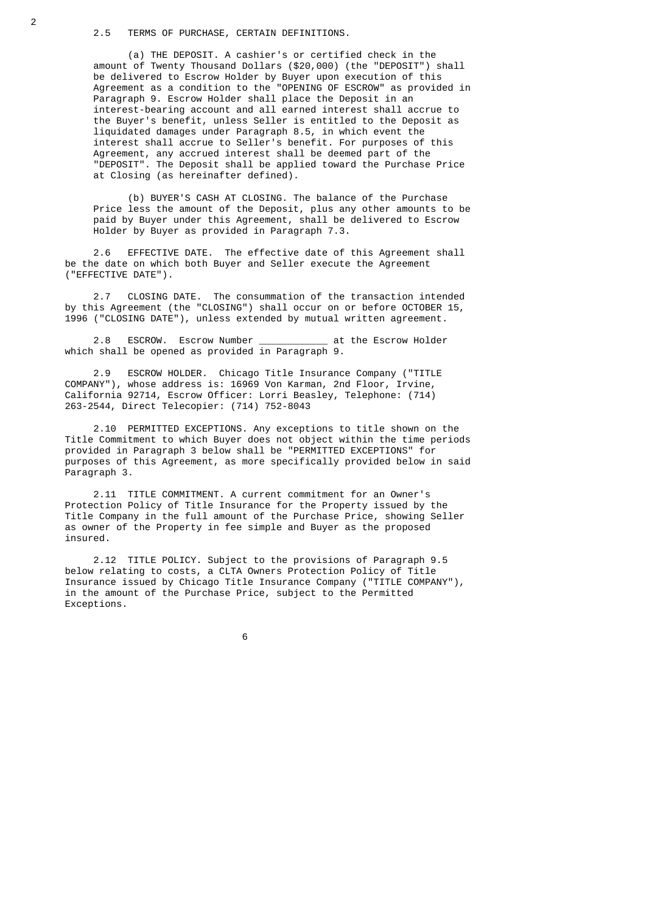2.5 TERMS OF PURCHASE, CERTAIN DEFINITIONS.

(a) THE DEPOSIT. A cashier's or certified check in the amount of Twenty Thousand Dollars ($20,000) (the "DEPOSIT") shall be delivered to Escrow Holder by Buyer upon execution of this Agreement as a condition to the "OPENING OF ESCROW" as provided in Paragraph 9. Escrow Holder shall place the Deposit in an interest-bearing account and all earned interest shall accrue to the Buyer's benefit, unless Seller is entitled to the Deposit as liquidated damages under Paragraph 8.5, in which event the interest shall accrue to Seller's benefit. For purposes of this Agreement, any accrued interest shall be deemed part of the "DEPOSIT". The Deposit shall be applied toward the Purchase Price at Closing (as hereinafter defined).

(b) BUYER'S CASH AT CLOSING. The balance of the Purchase Price less the amount of the Deposit, plus any other amounts to be paid by Buyer under this Agreement, shall be delivered to Escrow Holder by Buyer as provided in Paragraph 7.3.

2.6 EFFECTIVE DATE. The effective date of this Agreement shall be the date on which both Buyer and Seller execute the Agreement ("EFFECTIVE DATE").

2.7 CLOSING DATE. The consummation of the transaction intended by this Agreement (the "CLOSING") shall occur on or before OCTOBER 15, 1996 ("CLOSING DATE"), unless extended by mutual written agreement.

2.8 ESCROW. Escrow Number ____________ at the Escrow Holder which shall be opened as provided in Paragraph 9.

2.9 ESCROW HOLDER. Chicago Title Insurance Company ("TITLE COMPANY"), whose address is: 16969 Von Karman, 2nd Floor, Irvine, California 92714, Escrow Officer: Lorri Beasley, Telephone: (714) 263-2544, Direct Telecopier: (714) 752-8043

2.10 PERMITTED EXCEPTIONS. Any exceptions to title shown on the Title Commitment to which Buyer does not object within the time periods provided in Paragraph 3 below shall be "PERMITTED EXCEPTIONS" for purposes of this Agreement, as more specifically provided below in said Paragraph 3.

2.11 TITLE COMMITMENT. A current commitment for an Owner's Protection Policy of Title Insurance for the Property issued by the Title Company in the full amount of the Purchase Price, showing Seller as owner of the Property in fee simple and Buyer as the proposed insured.

2.12 TITLE POLICY. Subject to the provisions of Paragraph 9.5 below relating to costs, a CLTA Owners Protection Policy of Title Insurance issued by Chicago Title Insurance Company ("TITLE COMPANY"), in the amount of the Purchase Price, subject to the Permitted Exceptions.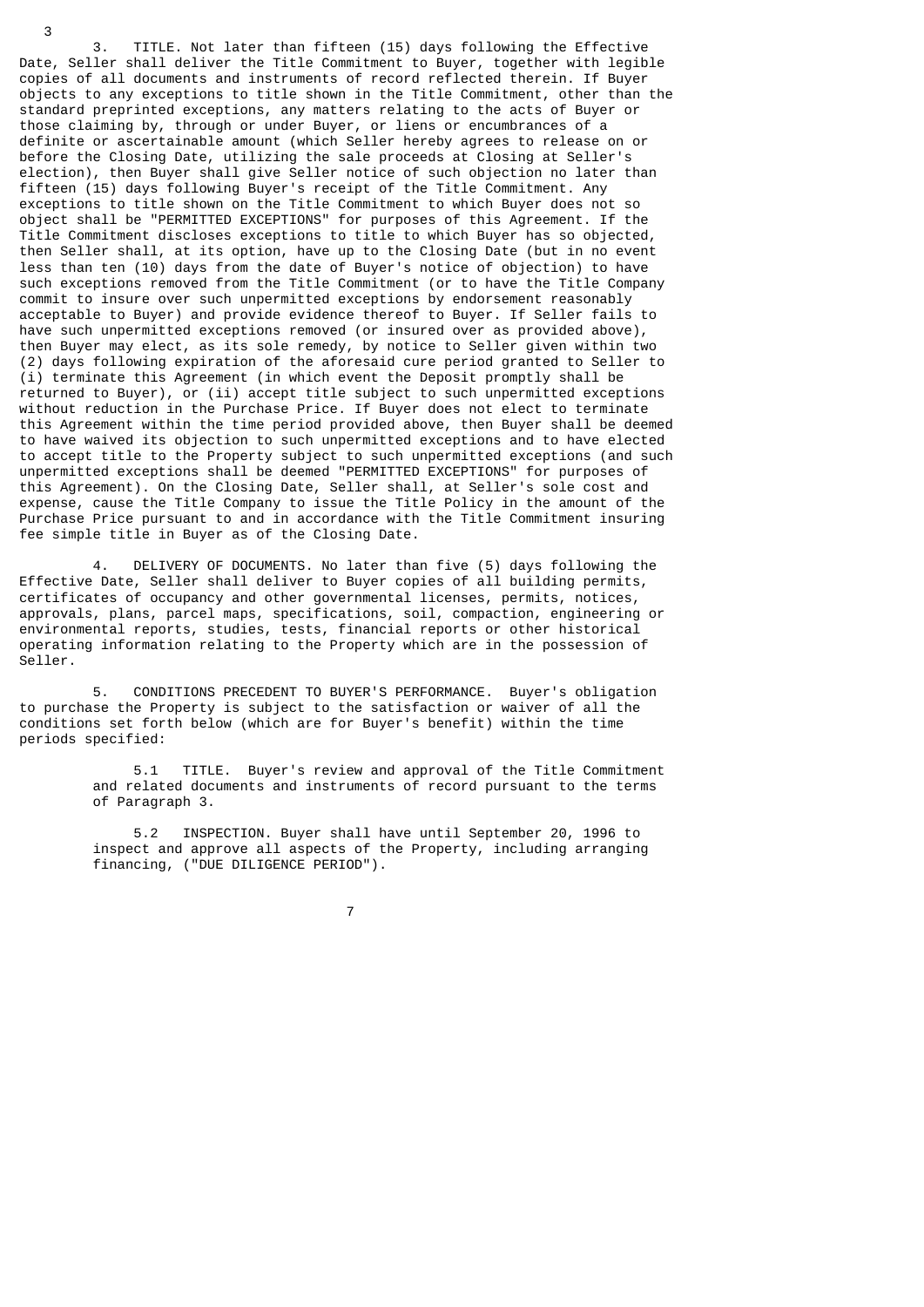3. TITLE. Not later than fifteen (15) days following the Effective Date, Seller shall deliver the Title Commitment to Buyer, together with legible copies of all documents and instruments of record reflected therein. If Buyer objects to any exceptions to title shown in the Title Commitment, other than the standard preprinted exceptions, any matters relating to the acts of Buyer or those claiming by, through or under Buyer, or liens or encumbrances of a definite or ascertainable amount (which Seller hereby agrees to release on or before the Closing Date, utilizing the sale proceeds at Closing at Seller's election), then Buyer shall give Seller notice of such objection no later than fifteen (15) days following Buyer's receipt of the Title Commitment. Any exceptions to title shown on the Title Commitment to which Buyer does not so object shall be "PERMITTED EXCEPTIONS" for purposes of this Agreement. If the Title Commitment discloses exceptions to title to which Buyer has so objected, then Seller shall, at its option, have up to the Closing Date (but in no event less than ten (10) days from the date of Buyer's notice of objection) to have such exceptions removed from the Title Commitment (or to have the Title Company commit to insure over such unpermitted exceptions by endorsement reasonably acceptable to Buyer) and provide evidence thereof to Buyer. If Seller fails to have such unpermitted exceptions removed (or insured over as provided above), then Buyer may elect, as its sole remedy, by notice to Seller given within two (2) days following expiration of the aforesaid cure period granted to Seller to (i) terminate this Agreement (in which event the Deposit promptly shall be returned to Buyer), or (ii) accept title subject to such unpermitted exceptions without reduction in the Purchase Price. If Buyer does not elect to terminate this Agreement within the time period provided above, then Buyer shall be deemed to have waived its objection to such unpermitted exceptions and to have elected to accept title to the Property subject to such unpermitted exceptions (and such unpermitted exceptions shall be deemed "PERMITTED EXCEPTIONS" for purposes of this Agreement). On the Closing Date, Seller shall, at Seller's sole cost and expense, cause the Title Company to issue the Title Policy in the amount of the Purchase Price pursuant to and in accordance with the Title Commitment insuring fee simple title in Buyer as of the Closing Date.

4. DELIVERY OF DOCUMENTS. No later than five (5) days following the Effective Date, Seller shall deliver to Buyer copies of all building permits, certificates of occupancy and other governmental licenses, permits, notices, approvals, plans, parcel maps, specifications, soil, compaction, engineering or environmental reports, studies, tests, financial reports or other historical operating information relating to the Property which are in the possession of Seller.

5. CONDITIONS PRECEDENT TO BUYER'S PERFORMANCE. Buyer's obligation to purchase the Property is subject to the satisfaction or waiver of all the conditions set forth below (which are for Buyer's benefit) within the time periods specified:

> 5.1 TITLE. Buyer's review and approval of the Title Commitment and related documents and instruments of record pursuant to the terms of Paragraph 3.
>
> 5.2 INSPECTION. Buyer shall have until September 20, 1996 to inspect and approve all aspects of the Property, including arranging financing, ("DUE DILIGENCE PERIOD").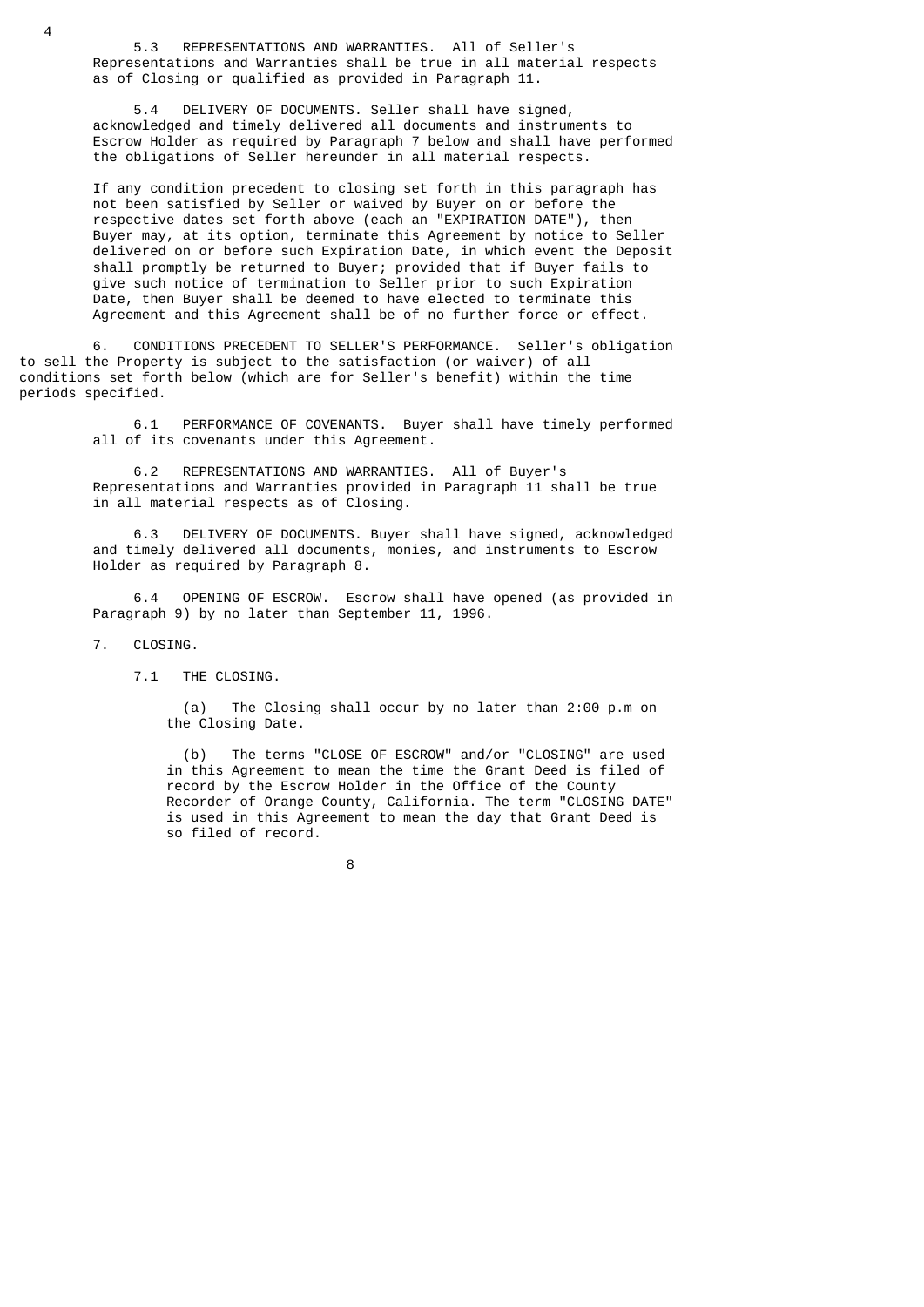5.3 REPRESENTATIONS AND WARRANTIES. All of Seller's Representations and Warranties shall be true in all material respects as of Closing or qualified as provided in Paragraph 11.

5.4 DELIVERY OF DOCUMENTS. Seller shall have signed, acknowledged and timely delivered all documents and instruments to Escrow Holder as required by Paragraph 7 below and shall have performed the obligations of Seller hereunder in all material respects.

If any condition precedent to closing set forth in this paragraph has not been satisfied by Seller or waived by Buyer on or before the respective dates set forth above (each an "EXPIRATION DATE"), then Buyer may, at its option, terminate this Agreement by notice to Seller delivered on or before such Expiration Date, in which event the Deposit shall promptly be returned to Buyer; provided that if Buyer fails to give such notice of termination to Seller prior to such Expiration Date, then Buyer shall be deemed to have elected to terminate this Agreement and this Agreement shall be of no further force or effect.

6. CONDITIONS PRECEDENT TO SELLER'S PERFORMANCE. Seller's obligation to sell the Property is subject to the satisfaction (or waiver) of all conditions set forth below (which are for Seller's benefit) within the time periods specified.

6.1 PERFORMANCE OF COVENANTS. Buyer shall have timely performed all of its covenants under this Agreement.

6.2 REPRESENTATIONS AND WARRANTIES. All of Buyer's Representations and Warranties provided in Paragraph 11 shall be true in all material respects as of Closing.

6.3 DELIVERY OF DOCUMENTS. Buyer shall have signed, acknowledged and timely delivered all documents, monies, and instruments to Escrow Holder as required by Paragraph 8.

6.4 OPENING OF ESCROW. Escrow shall have opened (as provided in Paragraph 9) by no later than September 11, 1996.

7. CLOSING.

7.1 THE CLOSING.

(a) The Closing shall occur by no later than 2:00 p.m on the Closing Date.

(b) The terms "CLOSE OF ESCROW" and/or "CLOSING" are used in this Agreement to mean the time the Grant Deed is filed of record by the Escrow Holder in the Office of the County Recorder of Orange County, California. The term "CLOSING DATE" is used in this Agreement to mean the day that Grant Deed is so filed of record.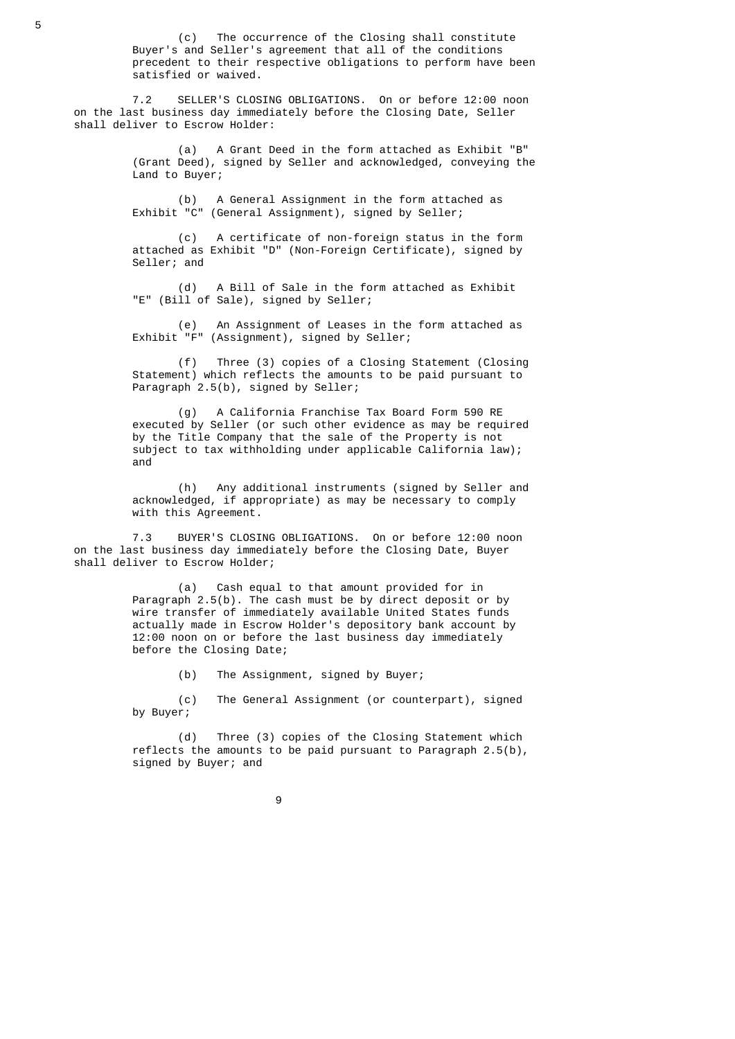(c) The occurrence of the Closing shall constitute Buyer's and Seller's agreement that all of the conditions precedent to their respective obligations to perform have been satisfied or waived.

7.2 SELLER'S CLOSING OBLIGATIONS. On or before 12:00 noon on the last business day immediately before the Closing Date, Seller shall deliver to Escrow Holder:

(a) A Grant Deed in the form attached as Exhibit "B" (Grant Deed), signed by Seller and acknowledged, conveying the Land to Buyer;

(b) A General Assignment in the form attached as Exhibit "C" (General Assignment), signed by Seller;

(c) A certificate of non-foreign status in the form attached as Exhibit "D" (Non-Foreign Certificate), signed by Seller; and

(d) A Bill of Sale in the form attached as Exhibit "E" (Bill of Sale), signed by Seller;

(e) An Assignment of Leases in the form attached as Exhibit "F" (Assignment), signed by Seller;

(f) Three (3) copies of a Closing Statement (Closing Statement) which reflects the amounts to be paid pursuant to Paragraph 2.5(b), signed by Seller;

(g) A California Franchise Tax Board Form 590 RE executed by Seller (or such other evidence as may be required by the Title Company that the sale of the Property is not subject to tax withholding under applicable California law); and

(h) Any additional instruments (signed by Seller and acknowledged, if appropriate) as may be necessary to comply with this Agreement.

7.3 BUYER'S CLOSING OBLIGATIONS. On or before 12:00 noon on the last business day immediately before the Closing Date, Buyer shall deliver to Escrow Holder;

(a) Cash equal to that amount provided for in Paragraph 2.5(b). The cash must be by direct deposit or by wire transfer of immediately available United States funds actually made in Escrow Holder's depository bank account by 12:00 noon on or before the last business day immediately before the Closing Date;

(b) The Assignment, signed by Buyer;

(c) The General Assignment (or counterpart), signed by Buyer;

(d) Three (3) copies of the Closing Statement which reflects the amounts to be paid pursuant to Paragraph 2.5(b), signed by Buyer; and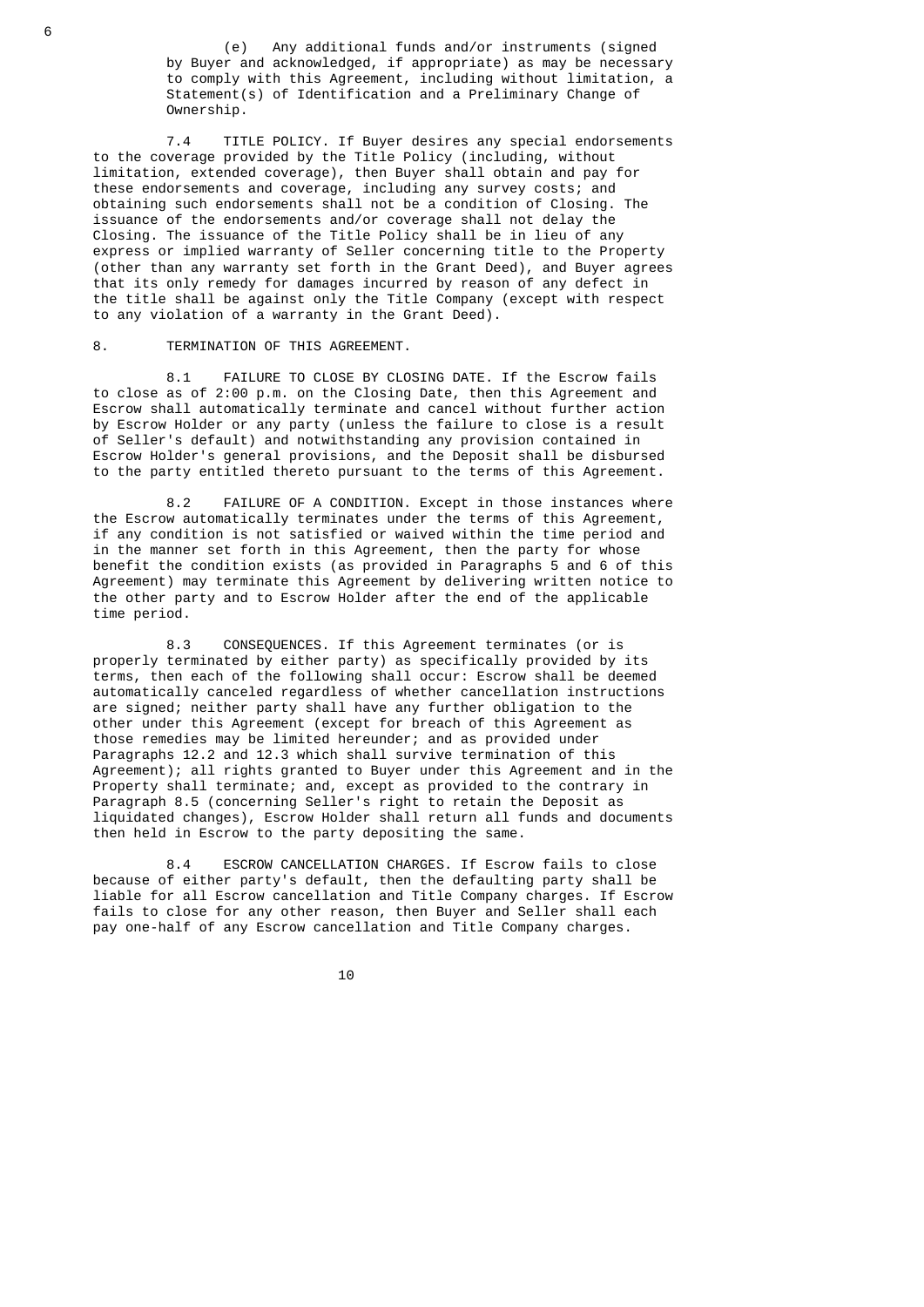(e) Any additional funds and/or instruments (signed by Buyer and acknowledged, if appropriate) as may be necessary to comply with this Agreement, including without limitation, a Statement(s) of Identification and a Preliminary Change of Ownership.

7.4 TITLE POLICY. If Buyer desires any special endorsements to the coverage provided by the Title Policy (including, without limitation, extended coverage), then Buyer shall obtain and pay for these endorsements and coverage, including any survey costs; and obtaining such endorsements shall not be a condition of Closing. The issuance of the endorsements and/or coverage shall not delay the Closing. The issuance of the Title Policy shall be in lieu of any express or implied warranty of Seller concerning title to the Property (other than any warranty set forth in the Grant Deed), and Buyer agrees that its only remedy for damages incurred by reason of any defect in the title shall be against only the Title Company (except with respect to any violation of a warranty in the Grant Deed).

8. TERMINATION OF THIS AGREEMENT.

8.1 FAILURE TO CLOSE BY CLOSING DATE. If the Escrow fails to close as of 2:00 p.m. on the Closing Date, then this Agreement and Escrow shall automatically terminate and cancel without further action by Escrow Holder or any party (unless the failure to close is a result of Seller's default) and notwithstanding any provision contained in Escrow Holder's general provisions, and the Deposit shall be disbursed to the party entitled thereto pursuant to the terms of this Agreement.

8.2 FAILURE OF A CONDITION. Except in those instances where the Escrow automatically terminates under the terms of this Agreement, if any condition is not satisfied or waived within the time period and in the manner set forth in this Agreement, then the party for whose benefit the condition exists (as provided in Paragraphs 5 and 6 of this Agreement) may terminate this Agreement by delivering written notice to the other party and to Escrow Holder after the end of the applicable time period.

8.3 CONSEQUENCES. If this Agreement terminates (or is properly terminated by either party) as specifically provided by its terms, then each of the following shall occur: Escrow shall be deemed automatically canceled regardless of whether cancellation instructions are signed; neither party shall have any further obligation to the other under this Agreement (except for breach of this Agreement as those remedies may be limited hereunder; and as provided under Paragraphs 12.2 and 12.3 which shall survive termination of this Agreement); all rights granted to Buyer under this Agreement and in the Property shall terminate; and, except as provided to the contrary in Paragraph 8.5 (concerning Seller's right to retain the Deposit as liquidated changes), Escrow Holder shall return all funds and documents then held in Escrow to the party depositing the same.

8.4 ESCROW CANCELLATION CHARGES. If Escrow fails to close because of either party's default, then the defaulting party shall be liable for all Escrow cancellation and Title Company charges. If Escrow fails to close for any other reason, then Buyer and Seller shall each pay one-half of any Escrow cancellation and Title Company charges.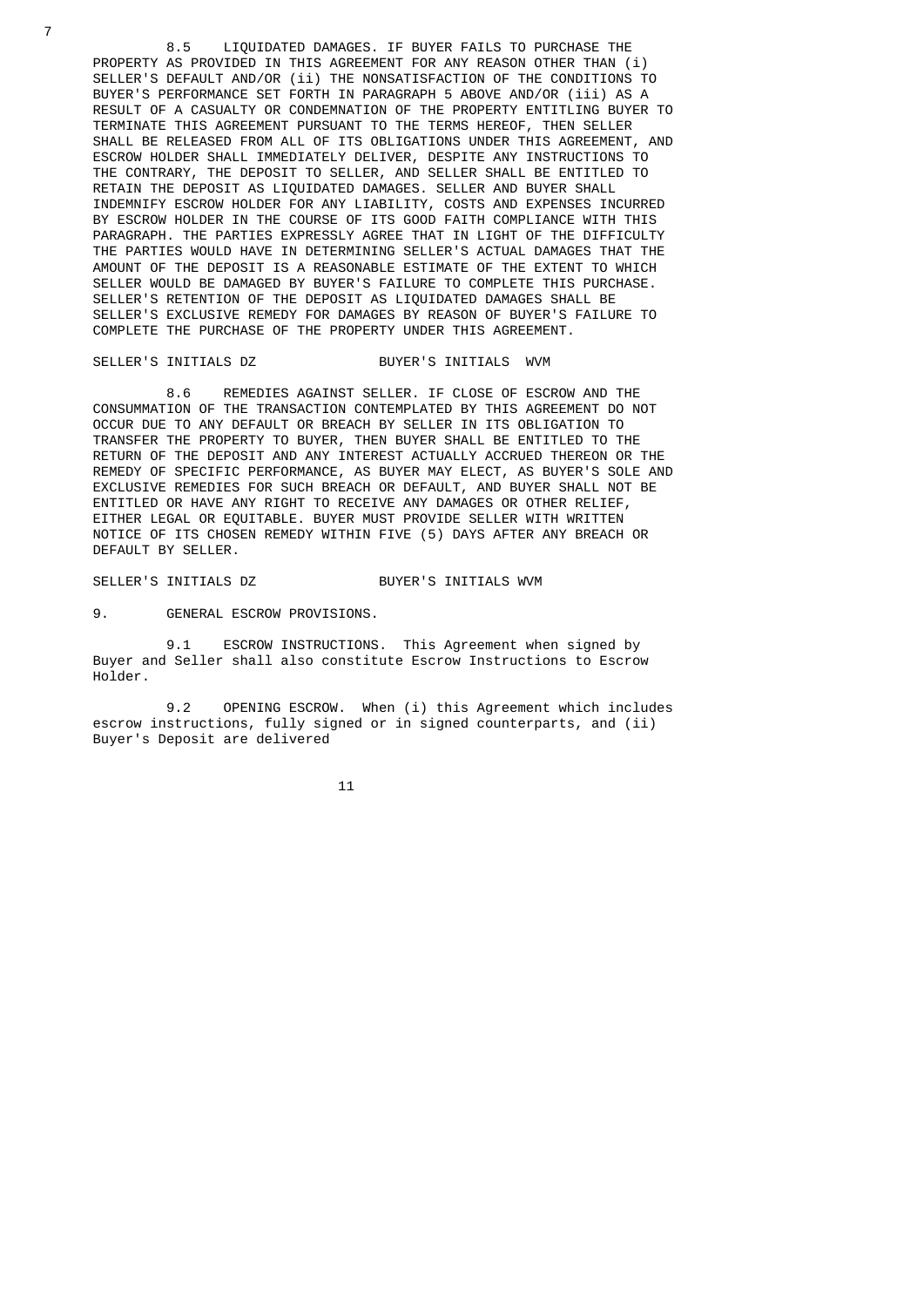8.5 LIQUIDATED DAMAGES. IF BUYER FAILS TO PURCHASE THE PROPERTY AS PROVIDED IN THIS AGREEMENT FOR ANY REASON OTHER THAN (i) SELLER'S DEFAULT AND/OR (ii) THE NONSATISFACTION OF THE CONDITIONS TO BUYER'S PERFORMANCE SET FORTH IN PARAGRAPH 5 ABOVE AND/OR (iii) AS A RESULT OF A CASUALTY OR CONDEMNATION OF THE PROPERTY ENTITLING BUYER TO TERMINATE THIS AGREEMENT PURSUANT TO THE TERMS HEREOF, THEN SELLER SHALL BE RELEASED FROM ALL OF ITS OBLIGATIONS UNDER THIS AGREEMENT, AND ESCROW HOLDER SHALL IMMEDIATELY DELIVER, DESPITE ANY INSTRUCTIONS TO THE CONTRARY, THE DEPOSIT TO SELLER, AND SELLER SHALL BE ENTITLED TO RETAIN THE DEPOSIT AS LIQUIDATED DAMAGES. SELLER AND BUYER SHALL INDEMNIFY ESCROW HOLDER FOR ANY LIABILITY, COSTS AND EXPENSES INCURRED BY ESCROW HOLDER IN THE COURSE OF ITS GOOD FAITH COMPLIANCE WITH THIS PARAGRAPH. THE PARTIES EXPRESSLY AGREE THAT IN LIGHT OF THE DIFFICULTY THE PARTIES WOULD HAVE IN DETERMINING SELLER'S ACTUAL DAMAGES THAT THE AMOUNT OF THE DEPOSIT IS A REASONABLE ESTIMATE OF THE EXTENT TO WHICH SELLER WOULD BE DAMAGED BY BUYER'S FAILURE TO COMPLETE THIS PURCHASE. SELLER'S RETENTION OF THE DEPOSIT AS LIQUIDATED DAMAGES SHALL BE SELLER'S EXCLUSIVE REMEDY FOR DAMAGES BY REASON OF BUYER'S FAILURE TO COMPLETE THE PURCHASE OF THE PROPERTY UNDER THIS AGREEMENT.

SELLER'S INITIALS DZ BUYER'S INITIALS WVM

8.6 REMEDIES AGAINST SELLER. IF CLOSE OF ESCROW AND THE CONSUMMATION OF THE TRANSACTION CONTEMPLATED BY THIS AGREEMENT DO NOT OCCUR DUE TO ANY DEFAULT OR BREACH BY SELLER IN ITS OBLIGATION TO TRANSFER THE PROPERTY TO BUYER, THEN BUYER SHALL BE ENTITLED TO THE RETURN OF THE DEPOSIT AND ANY INTEREST ACTUALLY ACCRUED THEREON OR THE REMEDY OF SPECIFIC PERFORMANCE, AS BUYER MAY ELECT, AS BUYER'S SOLE AND EXCLUSIVE REMEDIES FOR SUCH BREACH OR DEFAULT, AND BUYER SHALL NOT BE ENTITLED OR HAVE ANY RIGHT TO RECEIVE ANY DAMAGES OR OTHER RELIEF, EITHER LEGAL OR EQUITABLE. BUYER MUST PROVIDE SELLER WITH WRITTEN NOTICE OF ITS CHOSEN REMEDY WITHIN FIVE (5) DAYS AFTER ANY BREACH OR DEFAULT BY SELLER.

SELLER'S INITIALS DZ BUYER'S INITIALS WVM

9. GENERAL ESCROW PROVISIONS.

9.1 ESCROW INSTRUCTIONS. This Agreement when signed by Buyer and Seller shall also constitute Escrow Instructions to Escrow Holder.

9.2 OPENING ESCROW. When (i) this Agreement which includes escrow instructions, fully signed or in signed counterparts, and (ii) Buyer's Deposit are delivered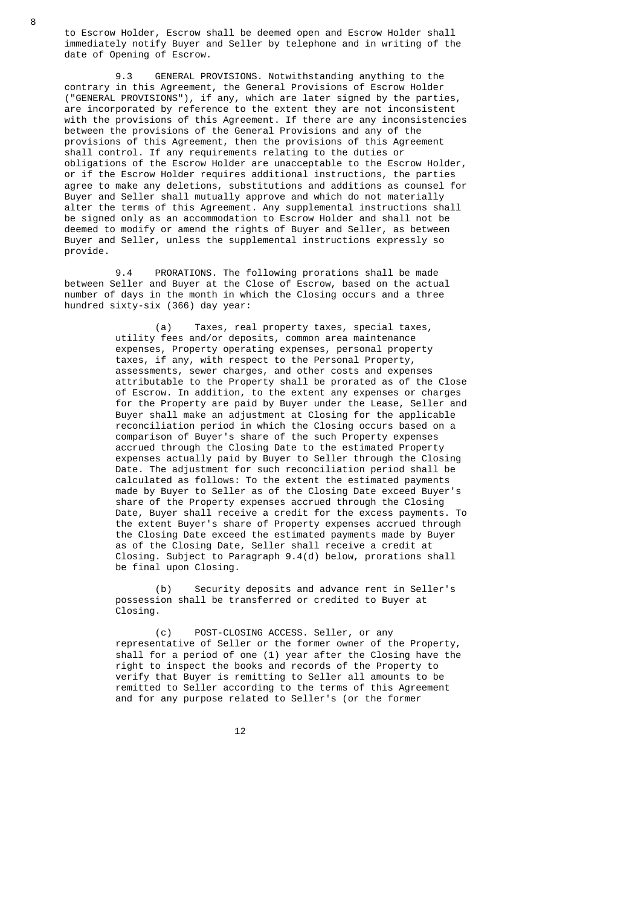to Escrow Holder, Escrow shall be deemed open and Escrow Holder shall immediately notify Buyer and Seller by telephone and in writing of the date of Opening of Escrow.

9.3 GENERAL PROVISIONS. Notwithstanding anything to the contrary in this Agreement, the General Provisions of Escrow Holder ("GENERAL PROVISIONS"), if any, which are later signed by the parties, are incorporated by reference to the extent they are not inconsistent with the provisions of this Agreement. If there are any inconsistencies between the provisions of the General Provisions and any of the provisions of this Agreement, then the provisions of this Agreement shall control. If any requirements relating to the duties or obligations of the Escrow Holder are unacceptable to the Escrow Holder, or if the Escrow Holder requires additional instructions, the parties agree to make any deletions, substitutions and additions as counsel for Buyer and Seller shall mutually approve and which do not materially alter the terms of this Agreement. Any supplemental instructions shall be signed only as an accommodation to Escrow Holder and shall not be deemed to modify or amend the rights of Buyer and Seller, as between Buyer and Seller, unless the supplemental instructions expressly so provide.

9.4 PRORATIONS. The following prorations shall be made between Seller and Buyer at the Close of Escrow, based on the actual number of days in the month in which the Closing occurs and a three hundred sixty-six (366) day year:

(a) Taxes, real property taxes, special taxes, utility fees and/or deposits, common area maintenance expenses, Property operating expenses, personal property taxes, if any, with respect to the Personal Property, assessments, sewer charges, and other costs and expenses attributable to the Property shall be prorated as of the Close of Escrow. In addition, to the extent any expenses or charges for the Property are paid by Buyer under the Lease, Seller and Buyer shall make an adjustment at Closing for the applicable reconciliation period in which the Closing occurs based on a comparison of Buyer's share of the such Property expenses accrued through the Closing Date to the estimated Property expenses actually paid by Buyer to Seller through the Closing Date. The adjustment for such reconciliation period shall be calculated as follows: To the extent the estimated payments made by Buyer to Seller as of the Closing Date exceed Buyer's share of the Property expenses accrued through the Closing Date, Buyer shall receive a credit for the excess payments. To the extent Buyer's share of Property expenses accrued through the Closing Date exceed the estimated payments made by Buyer as of the Closing Date, Seller shall receive a credit at Closing. Subject to Paragraph 9.4(d) below, prorations shall be final upon Closing.

(b) Security deposits and advance rent in Seller's possession shall be transferred or credited to Buyer at Closing.

(c) POST-CLOSING ACCESS. Seller, or any representative of Seller or the former owner of the Property, shall for a period of one (1) year after the Closing have the right to inspect the books and records of the Property to verify that Buyer is remitting to Seller all amounts to be remitted to Seller according to the terms of this Agreement and for any purpose related to Seller's (or the former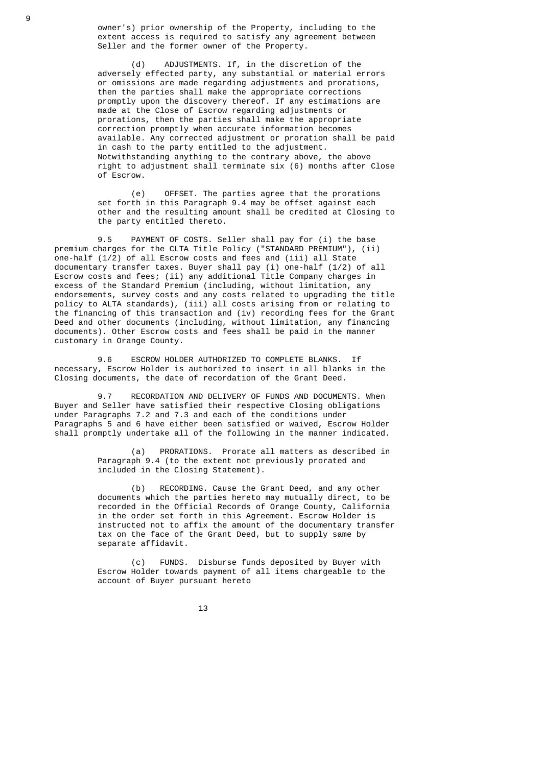owner's) prior ownership of the Property, including to the extent access is required to satisfy any agreement between Seller and the former owner of the Property.

(d) ADJUSTMENTS. If, in the discretion of the adversely effected party, any substantial or material errors or omissions are made regarding adjustments and prorations, then the parties shall make the appropriate corrections promptly upon the discovery thereof. If any estimations are made at the Close of Escrow regarding adjustments or prorations, then the parties shall make the appropriate correction promptly when accurate information becomes available. Any corrected adjustment or proration shall be paid in cash to the party entitled to the adjustment. Notwithstanding anything to the contrary above, the above right to adjustment shall terminate six (6) months after Close of Escrow.

(e) OFFSET. The parties agree that the prorations set forth in this Paragraph 9.4 may be offset against each other and the resulting amount shall be credited at Closing to the party entitled thereto.

9.5 PAYMENT OF COSTS. Seller shall pay for (i) the base premium charges for the CLTA Title Policy ("STANDARD PREMIUM"), (ii) one-half (1/2) of all Escrow costs and fees and (iii) all State documentary transfer taxes. Buyer shall pay (i) one-half (1/2) of all Escrow costs and fees; (ii) any additional Title Company charges in excess of the Standard Premium (including, without limitation, any endorsements, survey costs and any costs related to upgrading the title policy to ALTA standards), (iii) all costs arising from or relating to the financing of this transaction and (iv) recording fees for the Grant Deed and other documents (including, without limitation, any financing documents). Other Escrow costs and fees shall be paid in the manner customary in Orange County.

9.6 ESCROW HOLDER AUTHORIZED TO COMPLETE BLANKS. If necessary, Escrow Holder is authorized to insert in all blanks in the Closing documents, the date of recordation of the Grant Deed.

9.7 RECORDATION AND DELIVERY OF FUNDS AND DOCUMENTS. When Buyer and Seller have satisfied their respective Closing obligations under Paragraphs 7.2 and 7.3 and each of the conditions under Paragraphs 5 and 6 have either been satisfied or waived, Escrow Holder shall promptly undertake all of the following in the manner indicated.

(a) PRORATIONS. Prorate all matters as described in Paragraph 9.4 (to the extent not previously prorated and included in the Closing Statement).

(b) RECORDING. Cause the Grant Deed, and any other documents which the parties hereto may mutually direct, to be recorded in the Official Records of Orange County, California in the order set forth in this Agreement. Escrow Holder is instructed not to affix the amount of the documentary transfer tax on the face of the Grant Deed, but to supply same by separate affidavit.

(c) FUNDS. Disburse funds deposited by Buyer with Escrow Holder towards payment of all items chargeable to the account of Buyer pursuant hereto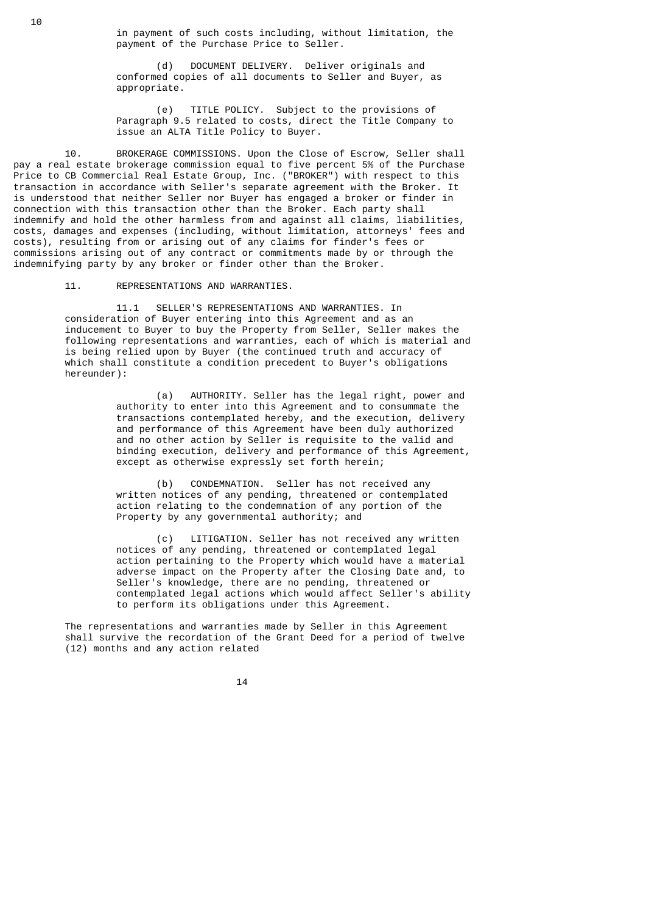in payment of such costs including, without limitation, the payment of the Purchase Price to Seller.

(d) DOCUMENT DELIVERY. Deliver originals and conformed copies of all documents to Seller and Buyer, as appropriate.

(e) TITLE POLICY. Subject to the provisions of Paragraph 9.5 related to costs, direct the Title Company to issue an ALTA Title Policy to Buyer.

10. BROKERAGE COMMISSIONS. Upon the Close of Escrow, Seller shall pay a real estate brokerage commission equal to five percent 5% of the Purchase Price to CB Commercial Real Estate Group, Inc. ("BROKER") with respect to this transaction in accordance with Seller's separate agreement with the Broker. It is understood that neither Seller nor Buyer has engaged a broker or finder in connection with this transaction other than the Broker. Each party shall indemnify and hold the other harmless from and against all claims, liabilities, costs, damages and expenses (including, without limitation, attorneys' fees and costs), resulting from or arising out of any claims for finder's fees or commissions arising out of any contract or commitments made by or through the indemnifying party by any broker or finder other than the Broker.

11. REPRESENTATIONS AND WARRANTIES.

11.1 SELLER'S REPRESENTATIONS AND WARRANTIES. In consideration of Buyer entering into this Agreement and as an inducement to Buyer to buy the Property from Seller, Seller makes the following representations and warranties, each of which is material and is being relied upon by Buyer (the continued truth and accuracy of which shall constitute a condition precedent to Buyer's obligations hereunder):

(a) AUTHORITY. Seller has the legal right, power and authority to enter into this Agreement and to consummate the transactions contemplated hereby, and the execution, delivery and performance of this Agreement have been duly authorized and no other action by Seller is requisite to the valid and binding execution, delivery and performance of this Agreement, except as otherwise expressly set forth herein;

(b) CONDEMNATION. Seller has not received any written notices of any pending, threatened or contemplated action relating to the condemnation of any portion of the Property by any governmental authority; and

(c) LITIGATION. Seller has not received any written notices of any pending, threatened or contemplated legal action pertaining to the Property which would have a material adverse impact on the Property after the Closing Date and, to Seller's knowledge, there are no pending, threatened or contemplated legal actions which would affect Seller's ability to perform its obligations under this Agreement.

The representations and warranties made by Seller in this Agreement shall survive the recordation of the Grant Deed for a period of twelve (12) months and any action related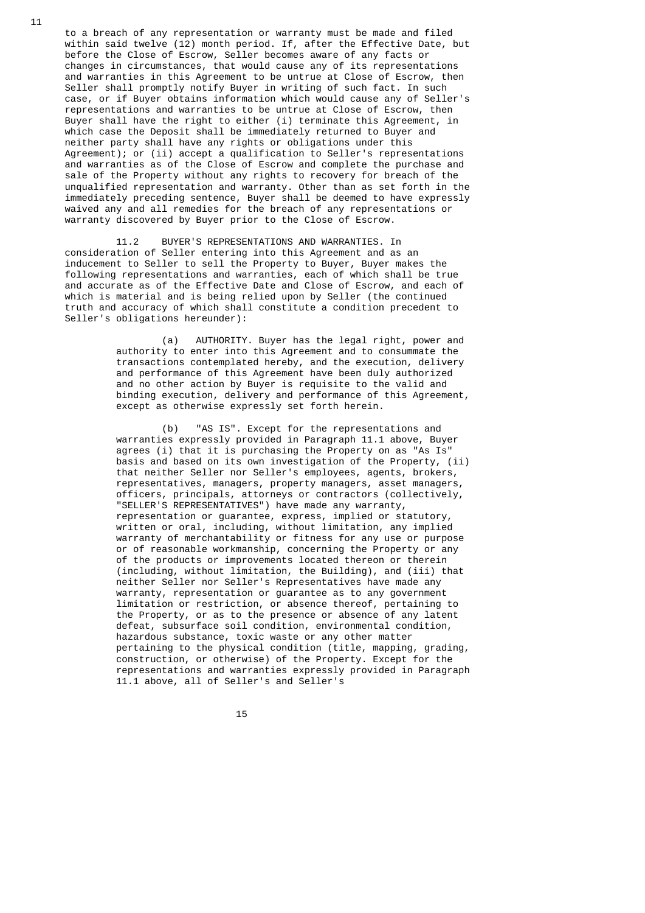to a breach of any representation or warranty must be made and filed within said twelve (12) month period. If, after the Effective Date, but before the Close of Escrow, Seller becomes aware of any facts or changes in circumstances, that would cause any of its representations and warranties in this Agreement to be untrue at Close of Escrow, then Seller shall promptly notify Buyer in writing of such fact. In such case, or if Buyer obtains information which would cause any of Seller's representations and warranties to be untrue at Close of Escrow, then Buyer shall have the right to either (i) terminate this Agreement, in which case the Deposit shall be immediately returned to Buyer and neither party shall have any rights or obligations under this Agreement); or (ii) accept a qualification to Seller's representations and warranties as of the Close of Escrow and complete the purchase and sale of the Property without any rights to recovery for breach of the unqualified representation and warranty. Other than as set forth in the immediately preceding sentence, Buyer shall be deemed to have expressly waived any and all remedies for the breach of any representations or warranty discovered by Buyer prior to the Close of Escrow.

11.2 BUYER'S REPRESENTATIONS AND WARRANTIES. In consideration of Seller entering into this Agreement and as an inducement to Seller to sell the Property to Buyer, Buyer makes the following representations and warranties, each of which shall be true and accurate as of the Effective Date and Close of Escrow, and each of which is material and is being relied upon by Seller (the continued truth and accuracy of which shall constitute a condition precedent to Seller's obligations hereunder):

(a) AUTHORITY. Buyer has the legal right, power and authority to enter into this Agreement and to consummate the transactions contemplated hereby, and the execution, delivery and performance of this Agreement have been duly authorized and no other action by Buyer is requisite to the valid and binding execution, delivery and performance of this Agreement, except as otherwise expressly set forth herein.

(b) "AS IS". Except for the representations and warranties expressly provided in Paragraph 11.1 above, Buyer agrees (i) that it is purchasing the Property on as "As Is" basis and based on its own investigation of the Property, (ii) that neither Seller nor Seller's employees, agents, brokers, representatives, managers, property managers, asset managers, officers, principals, attorneys or contractors (collectively, "SELLER'S REPRESENTATIVES") have made any warranty, representation or guarantee, express, implied or statutory, written or oral, including, without limitation, any implied warranty of merchantability or fitness for any use or purpose or of reasonable workmanship, concerning the Property or any of the products or improvements located thereon or therein (including, without limitation, the Building), and (iii) that neither Seller nor Seller's Representatives have made any warranty, representation or guarantee as to any government limitation or restriction, or absence thereof, pertaining to the Property, or as to the presence or absence of any latent defeat, subsurface soil condition, environmental condition, hazardous substance, toxic waste or any other matter pertaining to the physical condition (title, mapping, grading, construction, or otherwise) of the Property. Except for the representations and warranties expressly provided in Paragraph 11.1 above, all of Seller's and Seller's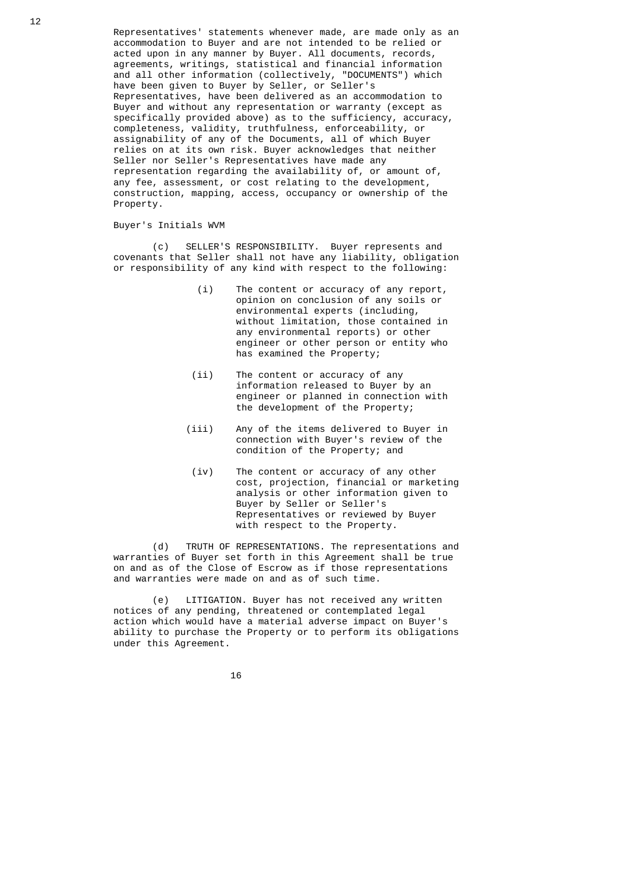Representatives' statements whenever made, are made only as an accommodation to Buyer and are not intended to be relied or acted upon in any manner by Buyer. All documents, records, agreements, writings, statistical and financial information and all other information (collectively, "DOCUMENTS") which have been given to Buyer by Seller, or Seller's Representatives, have been delivered as an accommodation to Buyer and without any representation or warranty (except as specifically provided above) as to the sufficiency, accuracy, completeness, validity, truthfulness, enforceability, or assignability of any of the Documents, all of which Buyer relies on at its own risk. Buyer acknowledges that neither Seller nor Seller's Representatives have made any representation regarding the availability of, or amount of, any fee, assessment, or cost relating to the development, construction, mapping, access, occupancy or ownership of the Property.

Buyer's Initials WVM

(c) SELLER'S RESPONSIBILITY. Buyer represents and covenants that Seller shall not have any liability, obligation or responsibility of any kind with respect to the following:

(i) The content or accuracy of any report, opinion on conclusion of any soils or environmental experts (including, without limitation, those contained in any environmental reports) or other engineer or other person or entity who has examined the Property;

(ii) The content or accuracy of any information released to Buyer by an engineer or planned in connection with the development of the Property;

(iii) Any of the items delivered to Buyer in connection with Buyer's review of the condition of the Property; and

(iv) The content or accuracy of any other cost, projection, financial or marketing analysis or other information given to Buyer by Seller or Seller's Representatives or reviewed by Buyer with respect to the Property.

(d) TRUTH OF REPRESENTATIONS. The representations and warranties of Buyer set forth in this Agreement shall be true on and as of the Close of Escrow as if those representations and warranties were made on and as of such time.

(e) LITIGATION. Buyer has not received any written notices of any pending, threatened or contemplated legal action which would have a material adverse impact on Buyer's ability to purchase the Property or to perform its obligations under this Agreement.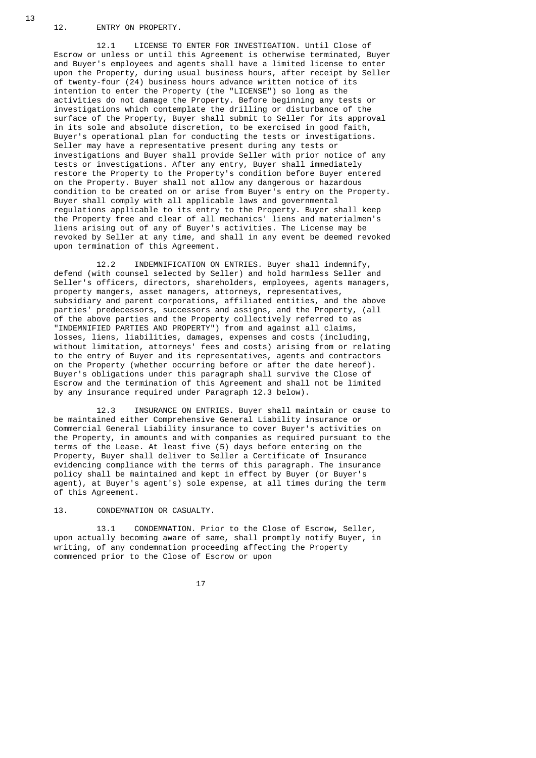## 12. ENTRY ON PROPERTY.

12.1 LICENSE TO ENTER FOR INVESTIGATION. Until Close of Escrow or unless or until this Agreement is otherwise terminated, Buyer and Buyer's employees and agents shall have a limited license to enter upon the Property, during usual business hours, after receipt by Seller of twenty-four (24) business hours advance written notice of its intention to enter the Property (the "LICENSE") so long as the activities do not damage the Property. Before beginning any tests or investigations which contemplate the drilling or disturbance of the surface of the Property, Buyer shall submit to Seller for its approval in its sole and absolute discretion, to be exercised in good faith, Buyer's operational plan for conducting the tests or investigations. Seller may have a representative present during any tests or investigations and Buyer shall provide Seller with prior notice of any tests or investigations. After any entry, Buyer shall immediately restore the Property to the Property's condition before Buyer entered on the Property. Buyer shall not allow any dangerous or hazardous condition to be created on or arise from Buyer's entry on the Property. Buyer shall comply with all applicable laws and governmental regulations applicable to its entry to the Property. Buyer shall keep the Property free and clear of all mechanics' liens and materialmen's liens arising out of any of Buyer's activities. The License may be revoked by Seller at any time, and shall in any event be deemed revoked upon termination of this Agreement.

12.2 INDEMNIFICATION ON ENTRIES. Buyer shall indemnify, defend (with counsel selected by Seller) and hold harmless Seller and Seller's officers, directors, shareholders, employees, agents managers, property mangers, asset managers, attorneys, representatives, subsidiary and parent corporations, affiliated entities, and the above parties' predecessors, successors and assigns, and the Property, (all of the above parties and the Property collectively referred to as "INDEMNIFIED PARTIES AND PROPERTY") from and against all claims, losses, liens, liabilities, damages, expenses and costs (including, without limitation, attorneys' fees and costs) arising from or relating to the entry of Buyer and its representatives, agents and contractors on the Property (whether occurring before or after the date hereof). Buyer's obligations under this paragraph shall survive the Close of Escrow and the termination of this Agreement and shall not be limited by any insurance required under Paragraph 12.3 below).

12.3 INSURANCE ON ENTRIES. Buyer shall maintain or cause to be maintained either Comprehensive General Liability insurance or Commercial General Liability insurance to cover Buyer's activities on the Property, in amounts and with companies as required pursuant to the terms of the Lease. At least five (5) days before entering on the Property, Buyer shall deliver to Seller a Certificate of Insurance evidencing compliance with the terms of this paragraph. The insurance policy shall be maintained and kept in effect by Buyer (or Buyer's agent), at Buyer's agent's) sole expense, at all times during the term of this Agreement.

## 13. CONDEMNATION OR CASUALTY.

13.1 CONDEMNATION. Prior to the Close of Escrow, Seller, upon actually becoming aware of same, shall promptly notify Buyer, in writing, of any condemnation proceeding affecting the Property commenced prior to the Close of Escrow or upon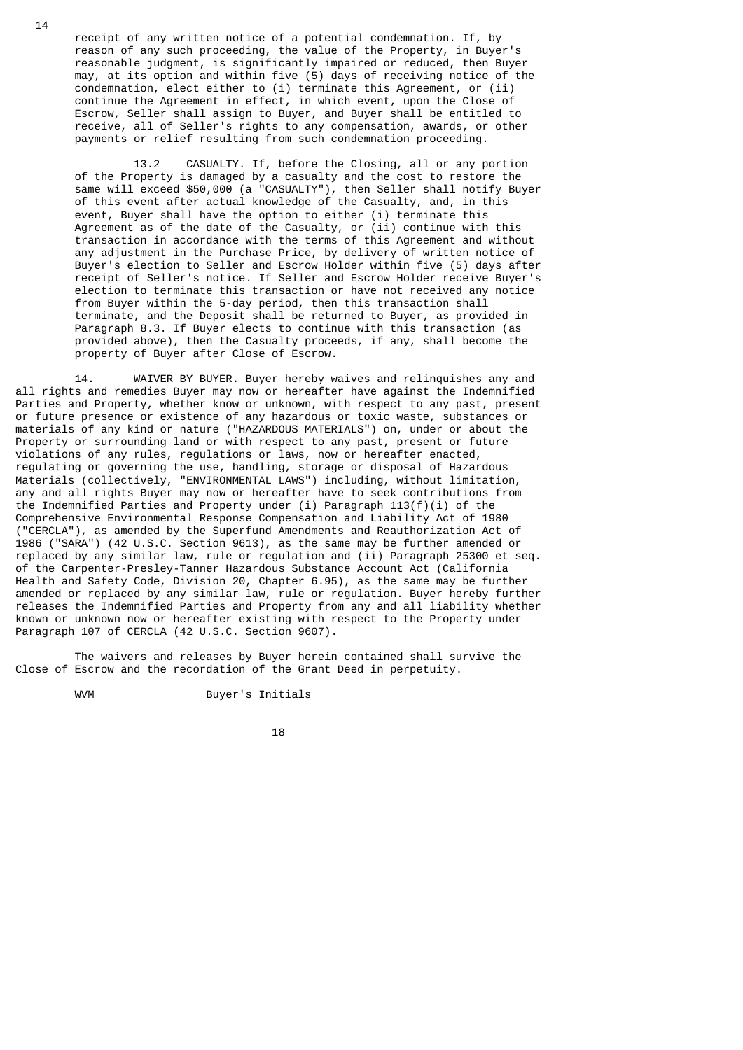receipt of any written notice of a potential condemnation. If, by reason of any such proceeding, the value of the Property, in Buyer's reasonable judgment, is significantly impaired or reduced, then Buyer may, at its option and within five (5) days of receiving notice of the condemnation, elect either to (i) terminate this Agreement, or (ii) continue the Agreement in effect, in which event, upon the Close of Escrow, Seller shall assign to Buyer, and Buyer shall be entitled to receive, all of Seller's rights to any compensation, awards, or other payments or relief resulting from such condemnation proceeding.

13.2 CASUALTY. If, before the Closing, all or any portion of the Property is damaged by a casualty and the cost to restore the same will exceed $50,000 (a "CASUALTY"), then Seller shall notify Buyer of this event after actual knowledge of the Casualty, and, in this event, Buyer shall have the option to either (i) terminate this Agreement as of the date of the Casualty, or (ii) continue with this transaction in accordance with the terms of this Agreement and without any adjustment in the Purchase Price, by delivery of written notice of Buyer's election to Seller and Escrow Holder within five (5) days after receipt of Seller's notice. If Seller and Escrow Holder receive Buyer's election to terminate this transaction or have not received any notice from Buyer within the 5-day period, then this transaction shall terminate, and the Deposit shall be returned to Buyer, as provided in Paragraph 8.3. If Buyer elects to continue with this transaction (as provided above), then the Casualty proceeds, if any, shall become the property of Buyer after Close of Escrow.

14. WAIVER BY BUYER. Buyer hereby waives and relinquishes any and all rights and remedies Buyer may now or hereafter have against the Indemnified Parties and Property, whether know or unknown, with respect to any past, present or future presence or existence of any hazardous or toxic waste, substances or materials of any kind or nature ("HAZARDOUS MATERIALS") on, under or about the Property or surrounding land or with respect to any past, present or future violations of any rules, regulations or laws, now or hereafter enacted, regulating or governing the use, handling, storage or disposal of Hazardous Materials (collectively, "ENVIRONMENTAL LAWS") including, without limitation, any and all rights Buyer may now or hereafter have to seek contributions from the Indemnified Parties and Property under (i) Paragraph 113(f)(i) of the Comprehensive Environmental Response Compensation and Liability Act of 1980 ("CERCLA"), as amended by the Superfund Amendments and Reauthorization Act of 1986 ("SARA") (42 U.S.C. Section 9613), as the same may be further amended or replaced by any similar law, rule or regulation and (ii) Paragraph 25300 et seq. of the Carpenter-Presley-Tanner Hazardous Substance Account Act (California Health and Safety Code, Division 20, Chapter 6.95), as the same may be further amended or replaced by any similar law, rule or regulation. Buyer hereby further releases the Indemnified Parties and Property from any and all liability whether known or unknown now or hereafter existing with respect to the Property under Paragraph 107 of CERCLA (42 U.S.C. Section 9607).

The waivers and releases by Buyer herein contained shall survive the Close of Escrow and the recordation of the Grant Deed in perpetuity.

WVM Buyer's Initials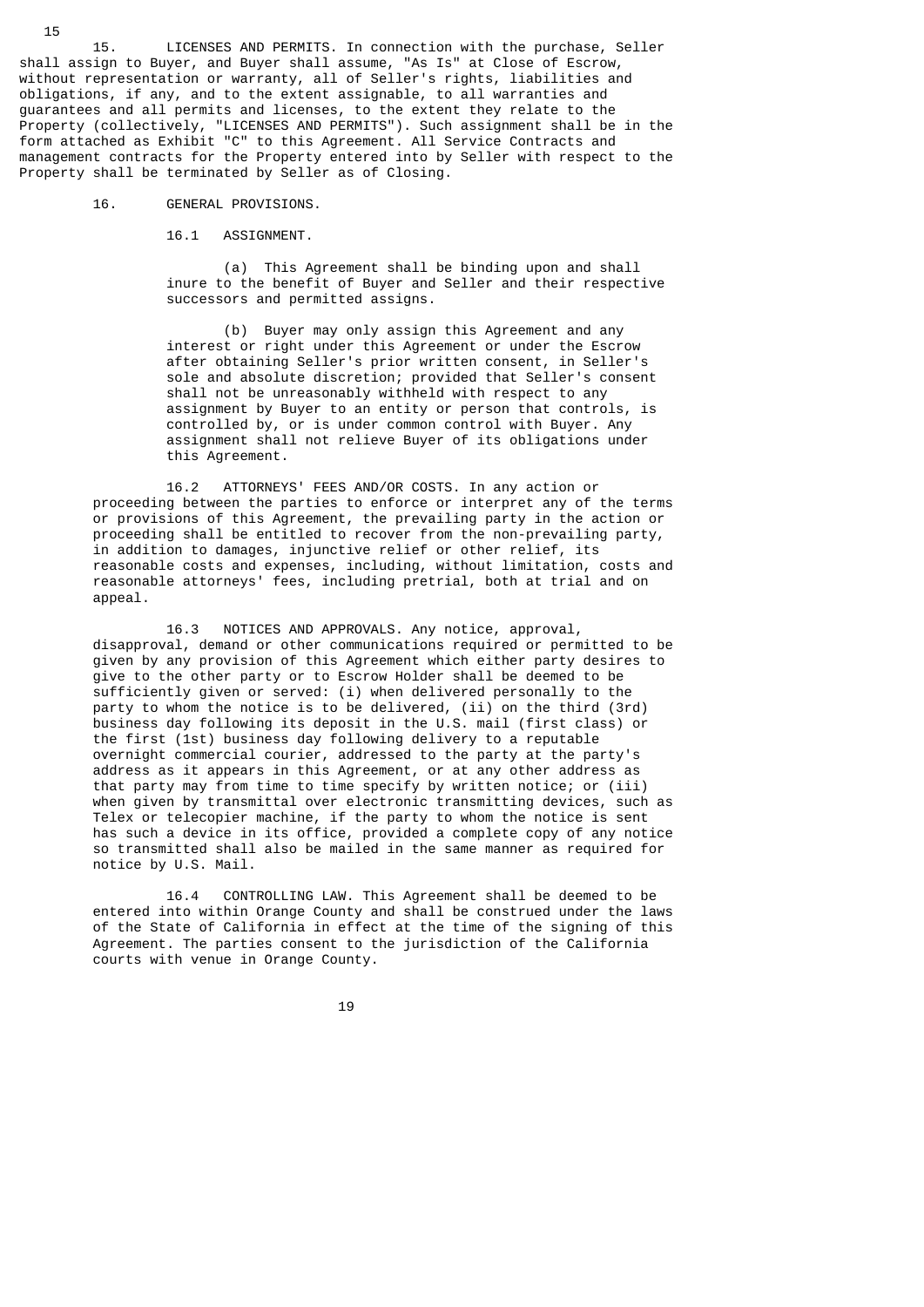15. LICENSES AND PERMITS. In connection with the purchase, Seller shall assign to Buyer, and Buyer shall assume, "As Is" at Close of Escrow, without representation or warranty, all of Seller's rights, liabilities and obligations, if any, and to the extent assignable, to all warranties and guarantees and all permits and licenses, to the extent they relate to the Property (collectively, "LICENSES AND PERMITS"). Such assignment shall be in the form attached as Exhibit "C" to this Agreement. All Service Contracts and management contracts for the Property entered into by Seller with respect to the Property shall be terminated by Seller as of Closing.

16. GENERAL PROVISIONS.

16.1 ASSIGNMENT.

(a) This Agreement shall be binding upon and shall inure to the benefit of Buyer and Seller and their respective successors and permitted assigns.

(b) Buyer may only assign this Agreement and any interest or right under this Agreement or under the Escrow after obtaining Seller's prior written consent, in Seller's sole and absolute discretion; provided that Seller's consent shall not be unreasonably withheld with respect to any assignment by Buyer to an entity or person that controls, is controlled by, or is under common control with Buyer. Any assignment shall not relieve Buyer of its obligations under this Agreement.

16.2 ATTORNEYS' FEES AND/OR COSTS. In any action or proceeding between the parties to enforce or interpret any of the terms or provisions of this Agreement, the prevailing party in the action or proceeding shall be entitled to recover from the non-prevailing party, in addition to damages, injunctive relief or other relief, its reasonable costs and expenses, including, without limitation, costs and reasonable attorneys' fees, including pretrial, both at trial and on appeal.

16.3 NOTICES AND APPROVALS. Any notice, approval, disapproval, demand or other communications required or permitted to be given by any provision of this Agreement which either party desires to give to the other party or to Escrow Holder shall be deemed to be sufficiently given or served: (i) when delivered personally to the party to whom the notice is to be delivered, (ii) on the third (3rd) business day following its deposit in the U.S. mail (first class) or the first (1st) business day following delivery to a reputable overnight commercial courier, addressed to the party at the party's address as it appears in this Agreement, or at any other address as that party may from time to time specify by written notice; or (iii) when given by transmittal over electronic transmitting devices, such as Telex or telecopier machine, if the party to whom the notice is sent has such a device in its office, provided a complete copy of any notice so transmitted shall also be mailed in the same manner as required for notice by U.S. Mail.

16.4 CONTROLLING LAW. This Agreement shall be deemed to be entered into within Orange County and shall be construed under the laws of the State of California in effect at the time of the signing of this Agreement. The parties consent to the jurisdiction of the California courts with venue in Orange County.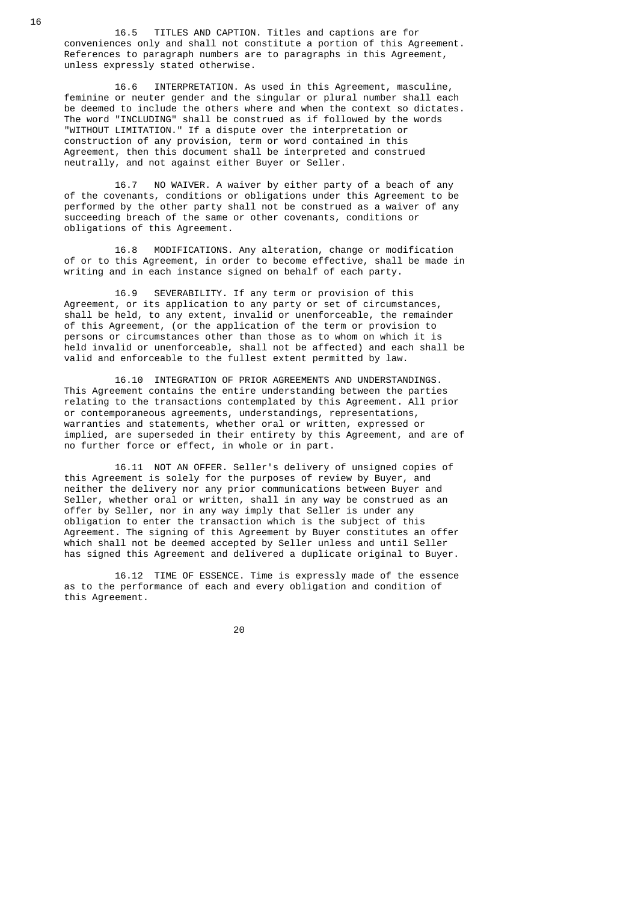16.5 TITLES AND CAPTION. Titles and captions are for conveniences only and shall not constitute a portion of this Agreement. References to paragraph numbers are to paragraphs in this Agreement, unless expressly stated otherwise.

16.6 INTERPRETATION. As used in this Agreement, masculine, feminine or neuter gender and the singular or plural number shall each be deemed to include the others where and when the context so dictates. The word "INCLUDING" shall be construed as if followed by the words "WITHOUT LIMITATION." If a dispute over the interpretation or construction of any provision, term or word contained in this Agreement, then this document shall be interpreted and construed neutrally, and not against either Buyer or Seller.

16.7 NO WAIVER. A waiver by either party of a beach of any of the covenants, conditions or obligations under this Agreement to be performed by the other party shall not be construed as a waiver of any succeeding breach of the same or other covenants, conditions or obligations of this Agreement.

16.8 MODIFICATIONS. Any alteration, change or modification of or to this Agreement, in order to become effective, shall be made in writing and in each instance signed on behalf of each party.

16.9 SEVERABILITY. If any term or provision of this Agreement, or its application to any party or set of circumstances, shall be held, to any extent, invalid or unenforceable, the remainder of this Agreement, (or the application of the term or provision to persons or circumstances other than those as to whom on which it is held invalid or unenforceable, shall not be affected) and each shall be valid and enforceable to the fullest extent permitted by law.

16.10 INTEGRATION OF PRIOR AGREEMENTS AND UNDERSTANDINGS. This Agreement contains the entire understanding between the parties relating to the transactions contemplated by this Agreement. All prior or contemporaneous agreements, understandings, representations, warranties and statements, whether oral or written, expressed or implied, are superseded in their entirety by this Agreement, and are of no further force or effect, in whole or in part.

16.11 NOT AN OFFER. Seller's delivery of unsigned copies of this Agreement is solely for the purposes of review by Buyer, and neither the delivery nor any prior communications between Buyer and Seller, whether oral or written, shall in any way be construed as an offer by Seller, nor in any way imply that Seller is under any obligation to enter the transaction which is the subject of this Agreement. The signing of this Agreement by Buyer constitutes an offer which shall not be deemed accepted by Seller unless and until Seller has signed this Agreement and delivered a duplicate original to Buyer.

16.12 TIME OF ESSENCE. Time is expressly made of the essence as to the performance of each and every obligation and condition of this Agreement.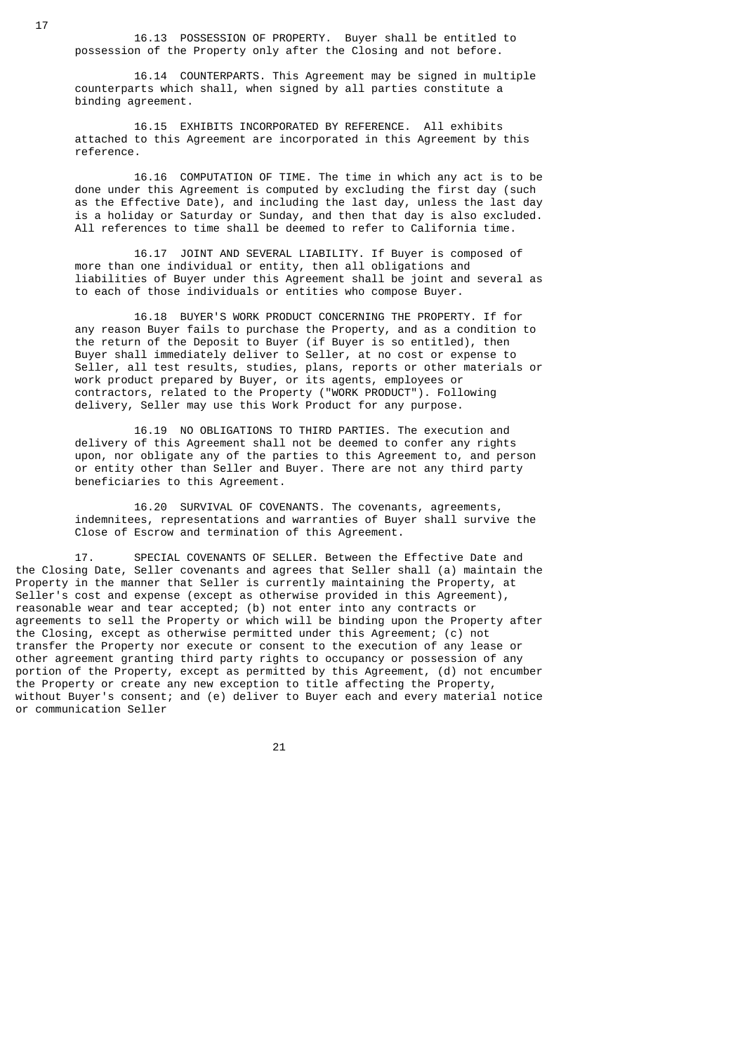16.13 POSSESSION OF PROPERTY. Buyer shall be entitled to possession of the Property only after the Closing and not before.

16.14 COUNTERPARTS. This Agreement may be signed in multiple counterparts which shall, when signed by all parties constitute a binding agreement.

16.15 EXHIBITS INCORPORATED BY REFERENCE. All exhibits attached to this Agreement are incorporated in this Agreement by this reference.

16.16 COMPUTATION OF TIME. The time in which any act is to be done under this Agreement is computed by excluding the first day (such as the Effective Date), and including the last day, unless the last day is a holiday or Saturday or Sunday, and then that day is also excluded. All references to time shall be deemed to refer to California time.

16.17 JOINT AND SEVERAL LIABILITY. If Buyer is composed of more than one individual or entity, then all obligations and liabilities of Buyer under this Agreement shall be joint and several as to each of those individuals or entities who compose Buyer.

16.18 BUYER'S WORK PRODUCT CONCERNING THE PROPERTY. If for any reason Buyer fails to purchase the Property, and as a condition to the return of the Deposit to Buyer (if Buyer is so entitled), then Buyer shall immediately deliver to Seller, at no cost or expense to Seller, all test results, studies, plans, reports or other materials or work product prepared by Buyer, or its agents, employees or contractors, related to the Property ("WORK PRODUCT"). Following delivery, Seller may use this Work Product for any purpose.

16.19 NO OBLIGATIONS TO THIRD PARTIES. The execution and delivery of this Agreement shall not be deemed to confer any rights upon, nor obligate any of the parties to this Agreement to, and person or entity other than Seller and Buyer. There are not any third party beneficiaries to this Agreement.

16.20 SURVIVAL OF COVENANTS. The covenants, agreements, indemnitees, representations and warranties of Buyer shall survive the Close of Escrow and termination of this Agreement.

17. SPECIAL COVENANTS OF SELLER. Between the Effective Date and the Closing Date, Seller covenants and agrees that Seller shall (a) maintain the Property in the manner that Seller is currently maintaining the Property, at Seller's cost and expense (except as otherwise provided in this Agreement), reasonable wear and tear accepted; (b) not enter into any contracts or agreements to sell the Property or which will be binding upon the Property after the Closing, except as otherwise permitted under this Agreement; (c) not transfer the Property nor execute or consent to the execution of any lease or other agreement granting third party rights to occupancy or possession of any portion of the Property, except as permitted by this Agreement, (d) not encumber the Property or create any new exception to title affecting the Property, without Buyer's consent; and (e) deliver to Buyer each and every material notice or communication Seller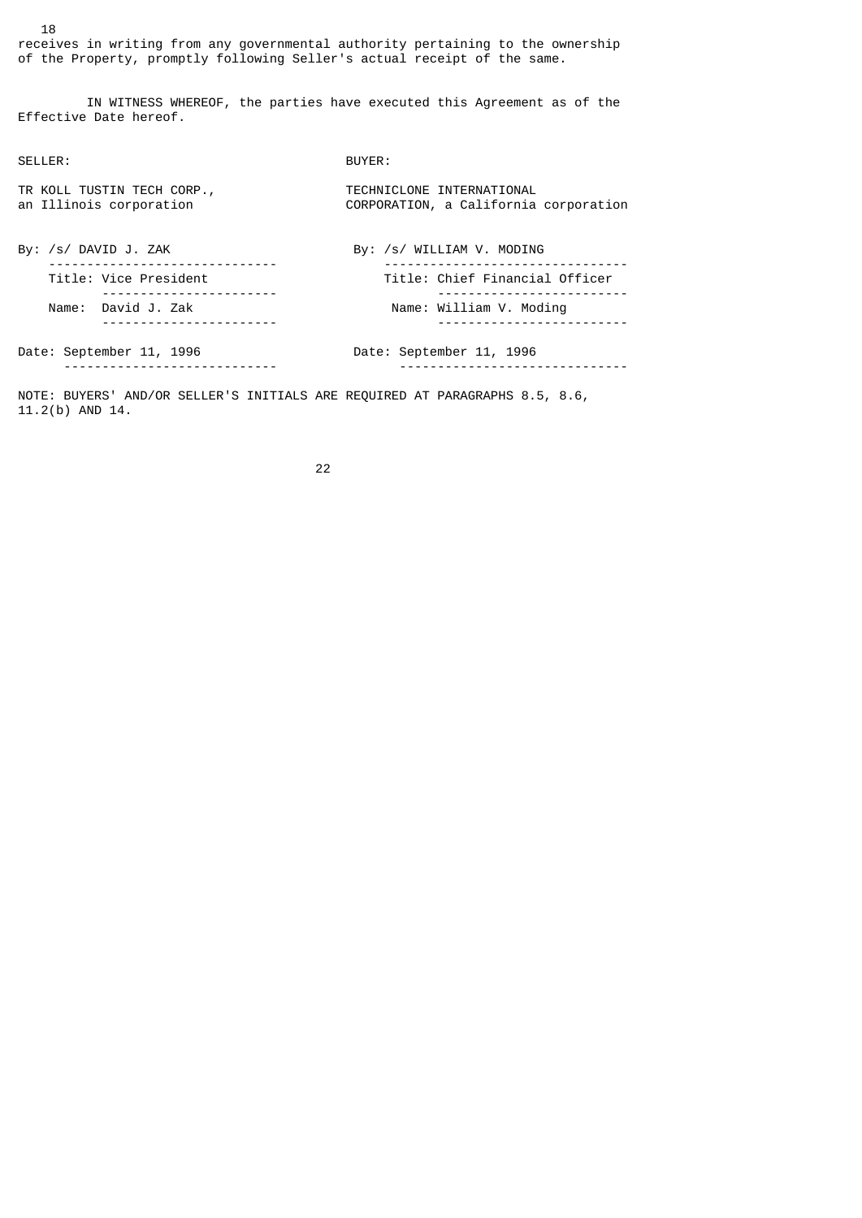receives in writing from any governmental authority pertaining to the ownership of the Property, promptly following Seller's actual receipt of the same.

IN WITNESS WHEREOF, the parties have executed this Agreement as of the Effective Date hereof.

| SELLER: | BUYER: |
| --- | --- |
| TR KOLL TUSTIN TECH CORP., an Illinois corporation | TECHNICLONE INTERNATIONAL CORPORATION, a California corporation |
| By: /s/ DAVID J. ZAK | By: /s/ WILLIAM V. MODING |
| Title: Vice President | Title: Chief Financial Officer |
| Name: David J. Zak | Name: William V. Moding |
| Date: September 11, 1996 | Date: September 11, 1996 |

NOTE: BUYERS' AND/OR SELLER'S INITIALS ARE REQUIRED AT PARAGRAPHS 8.5, 8.6, 11.2(b) AND 14.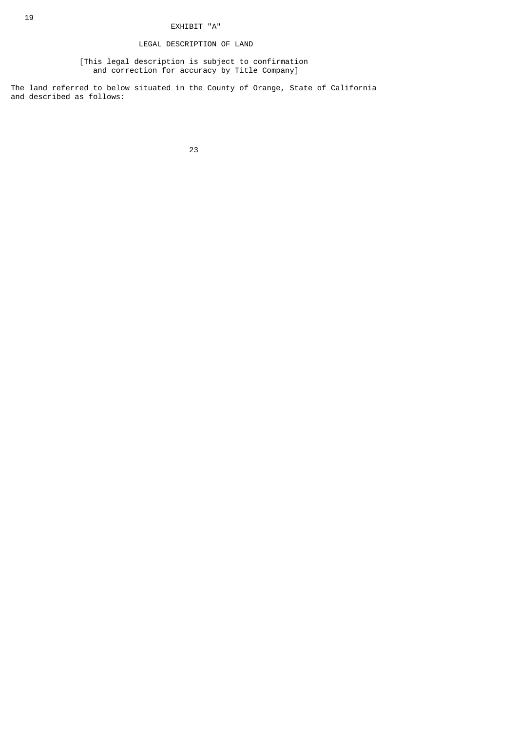# EXHIBIT "A"

## LEGAL DESCRIPTION OF LAND

[This legal description is subject to confirmation and correction for accuracy by Title Company]

The land referred to below situated in the County of Orange, State of California and described as follows: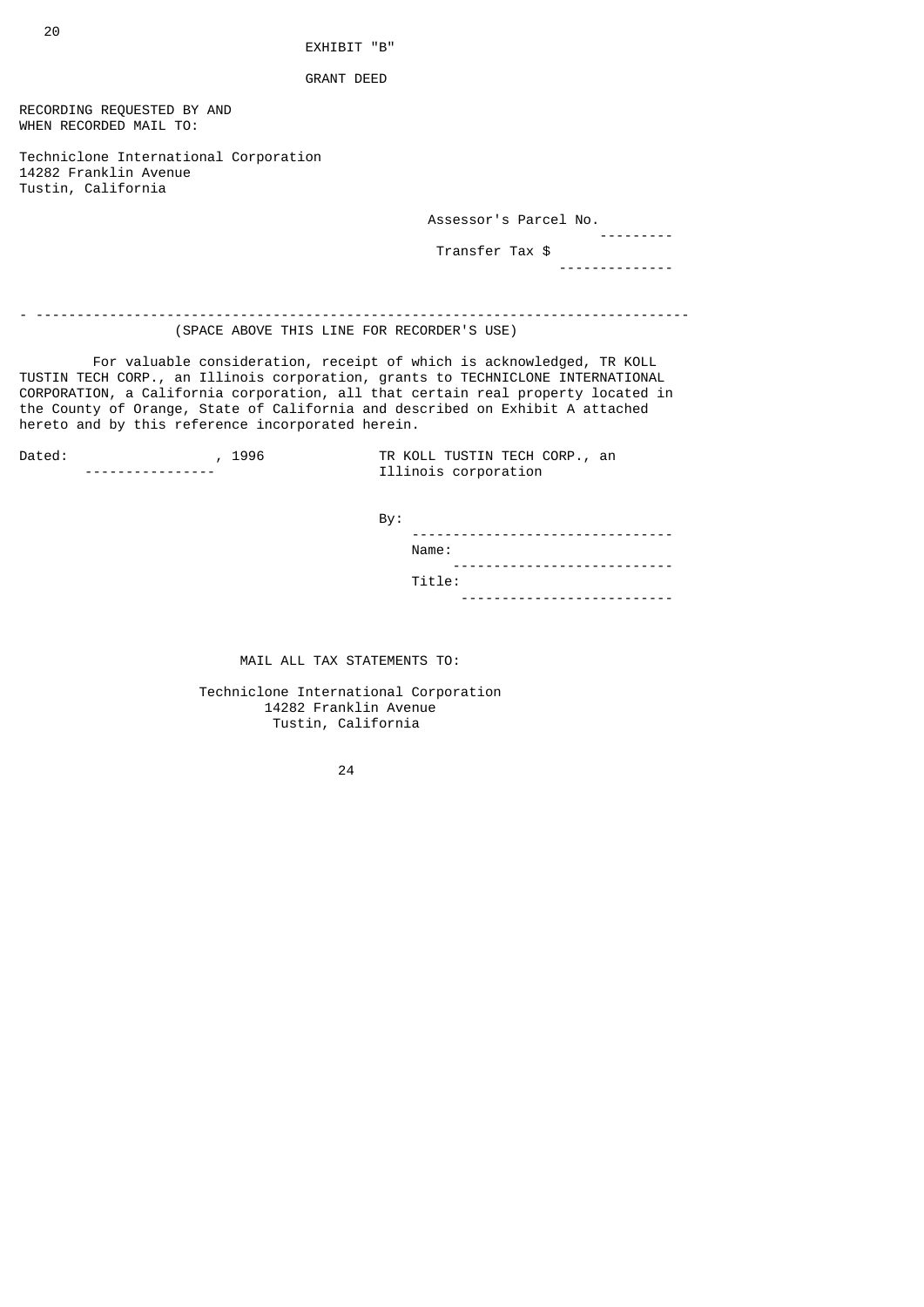EXHIBIT "B"

GRANT DEED

RECORDING REQUESTED BY AND
WHEN RECORDED MAIL TO:

Techniclone International Corporation
14282 Franklin Avenue
Tustin, California

Assessor's Parcel No. ---------

Transfer Tax $ -------------

---

(SPACE ABOVE THIS LINE FOR RECORDER'S USE)

For valuable consideration, receipt of which is acknowledged, TR KOLL TUSTIN TECH CORP., an Illinois corporation, grants to TECHNICLONE INTERNATIONAL CORPORATION, a California corporation, all that certain real property located in the County of Orange, State of California and described on Exhibit A attached hereto and by this reference incorporated herein.

Dated: ----------------, 1996

TR KOLL TUSTIN TECH CORP., an Illinois corporation

By: -------------------------------

Name: --------------------------

Title: -------------------------

MAIL ALL TAX STATEMENTS TO:

Techniclone International Corporation
14282 Franklin Avenue
Tustin, California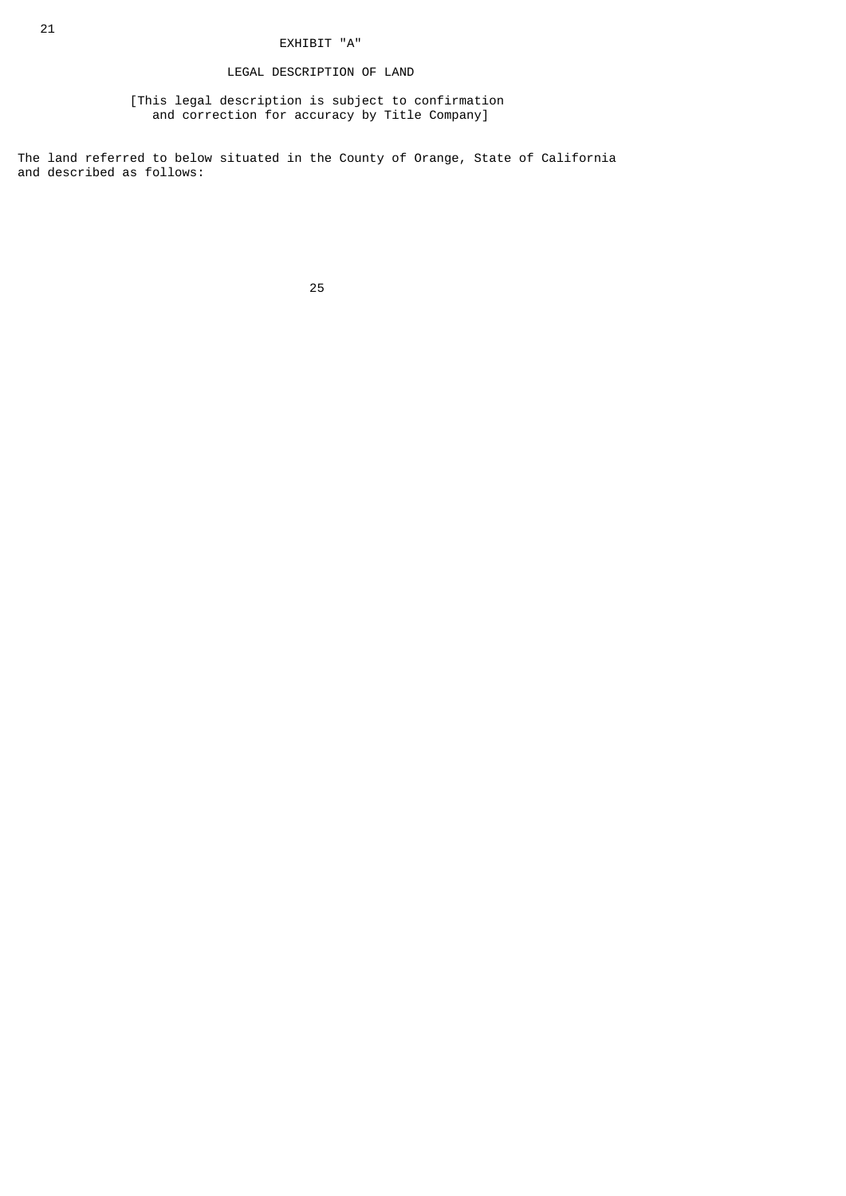# EXHIBIT "A"

## LEGAL DESCRIPTION OF LAND

[This legal description is subject to confirmation and correction for accuracy by Title Company]

The land referred to below situated in the County of Orange, State of California and described as follows: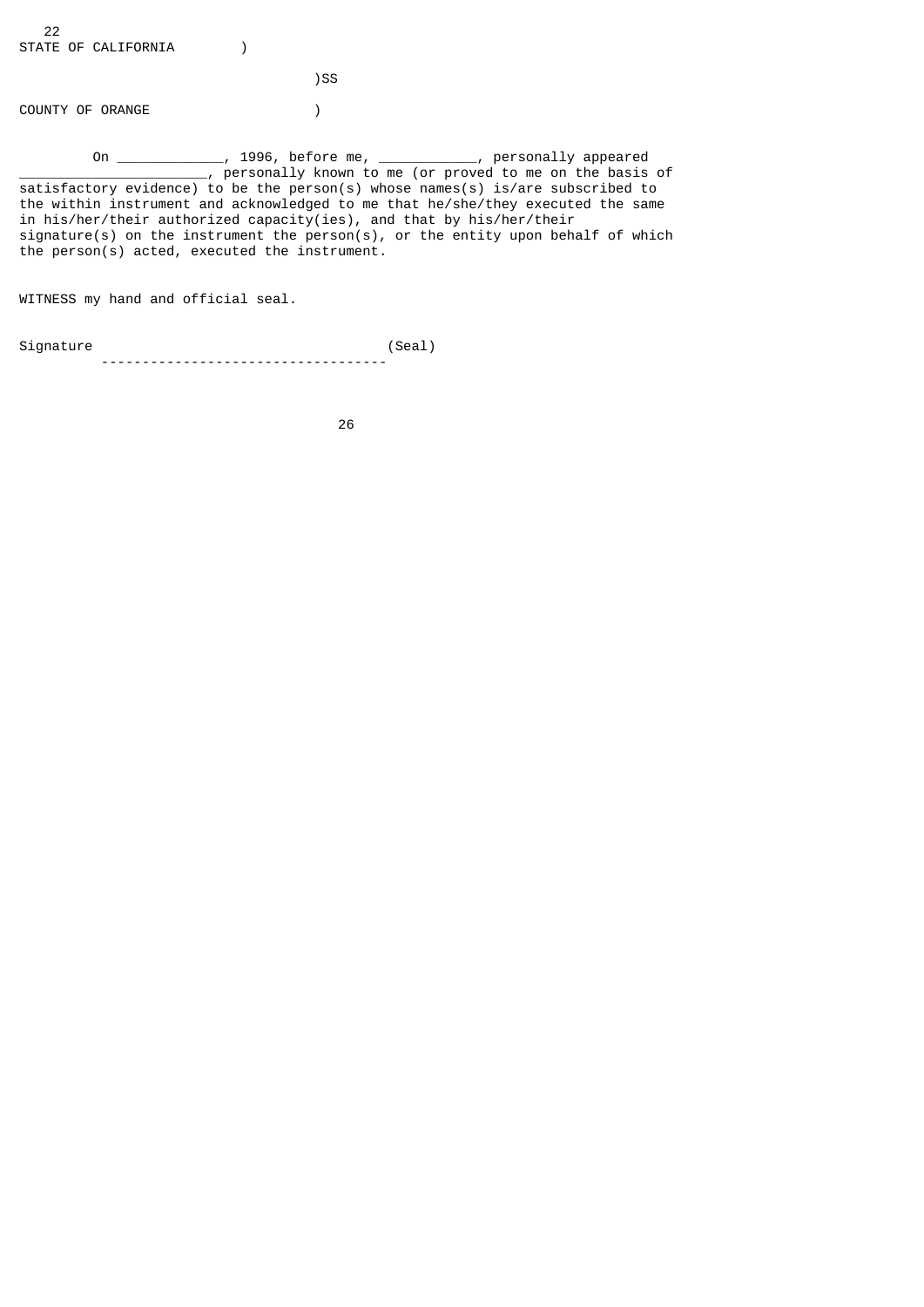STATE OF CALIFORNIA )

)SS

COUNTY OF ORANGE )

On _____________, 1996, before me, ____________, personally appeared _______________________, personally known to me (or proved to me on the basis of satisfactory evidence) to be the person(s) whose names(s) is/are subscribed to the within instrument and acknowledged to me that he/she/they executed the same in his/her/their authorized capacity(ies), and that by his/her/their signature(s) on the instrument the person(s), or the entity upon behalf of which the person(s) acted, executed the instrument.

WITNESS my hand and official seal.

Signature ___________________________________ (Seal)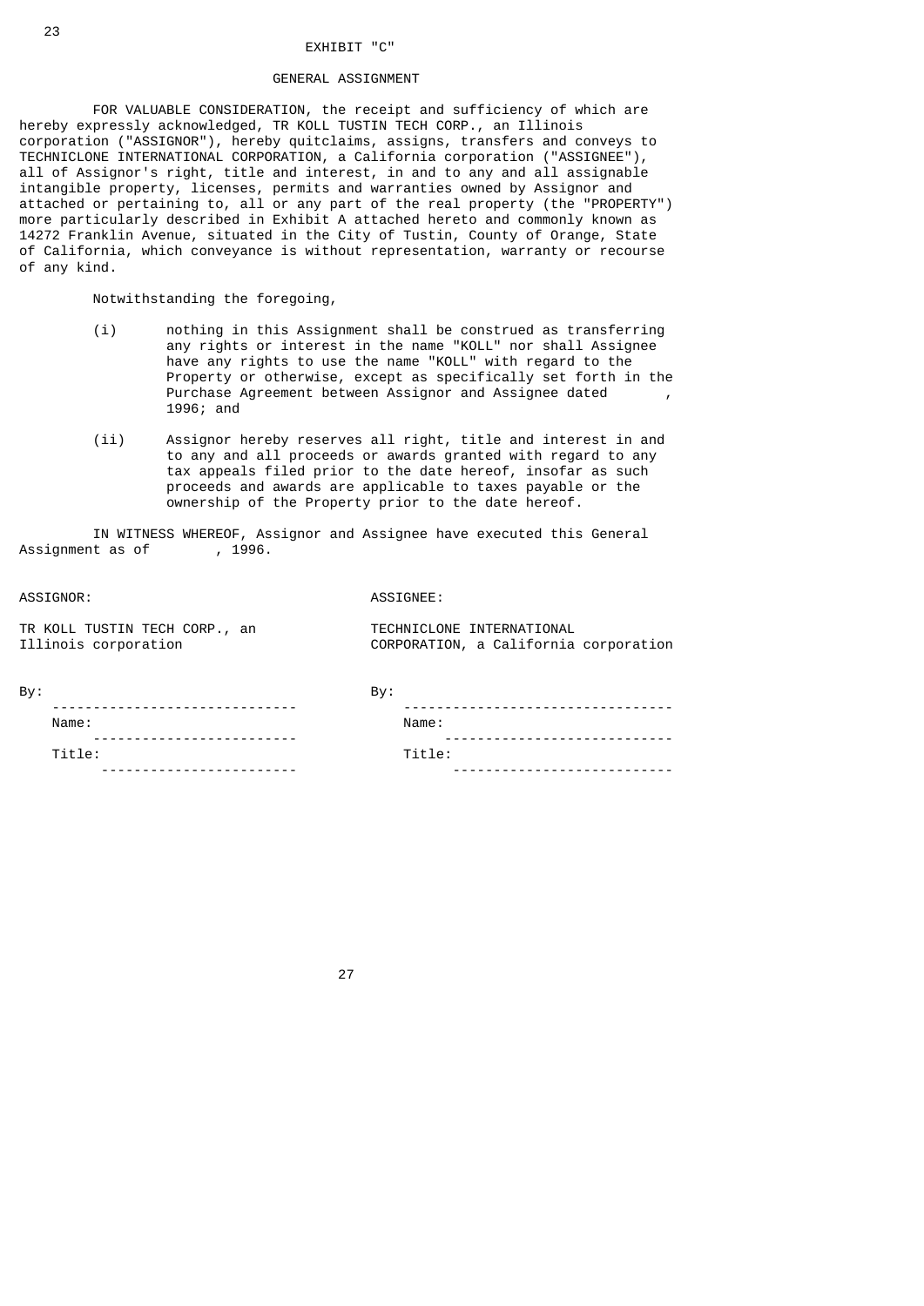# EXHIBIT "C"

## GENERAL ASSIGNMENT

FOR VALUABLE CONSIDERATION, the receipt and sufficiency of which are hereby expressly acknowledged, TR KOLL TUSTIN TECH CORP., an Illinois corporation ("ASSIGNOR"), hereby quitclaims, assigns, transfers and conveys to TECHNICLONE INTERNATIONAL CORPORATION, a California corporation ("ASSIGNEE"), all of Assignor's right, title and interest, in and to any and all assignable intangible property, licenses, permits and warranties owned by Assignor and attached or pertaining to, all or any part of the real property (the "PROPERTY") more particularly described in Exhibit A attached hereto and commonly known as 14272 Franklin Avenue, situated in the City of Tustin, County of Orange, State of California, which conveyance is without representation, warranty or recourse of any kind.

Notwithstanding the foregoing,

(i) nothing in this Assignment shall be construed as transferring any rights or interest in the name "KOLL" nor shall Assignee have any rights to use the name "KOLL" with regard to the Property or otherwise, except as specifically set forth in the Purchase Agreement between Assignor and Assignee dated , 1996; and

(ii) Assignor hereby reserves all right, title and interest in and to any and all proceeds or awards granted with regard to any tax appeals filed prior to the date hereof, insofar as such proceeds and awards are applicable to taxes payable or the ownership of the Property prior to the date hereof.

IN WITNESS WHEREOF, Assignor and Assignee have executed this General Assignment as of , 1996.

| ASSIGNOR: | ASSIGNEE: |
|---|---|
| TR KOLL TUSTIN TECH CORP., an Illinois corporation | TECHNICLONE INTERNATIONAL CORPORATION, a California corporation |
| By: ______________________________ | By: ________________________________ |
| Name: ________________________ | Name: ___________________________ |
| Title: ________________________ | Title: ___________________________ |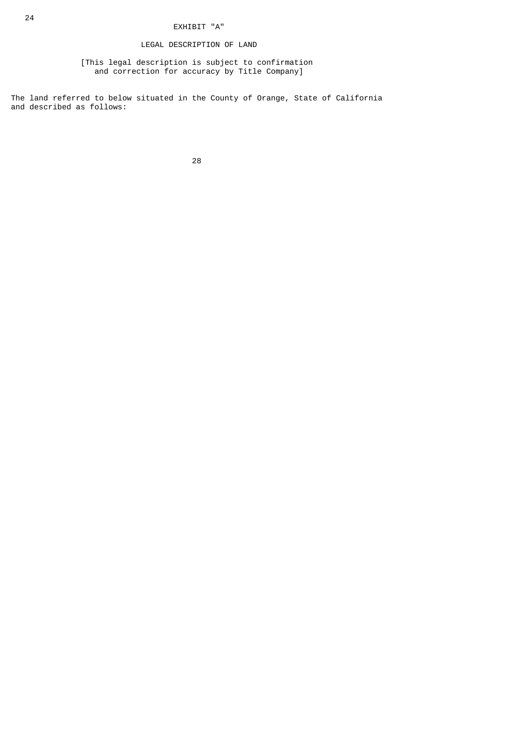# EXHIBIT "A"

## LEGAL DESCRIPTION OF LAND

[This legal description is subject to confirmation and correction for accuracy by Title Company]

The land referred to below situated in the County of Orange, State of California and described as follows: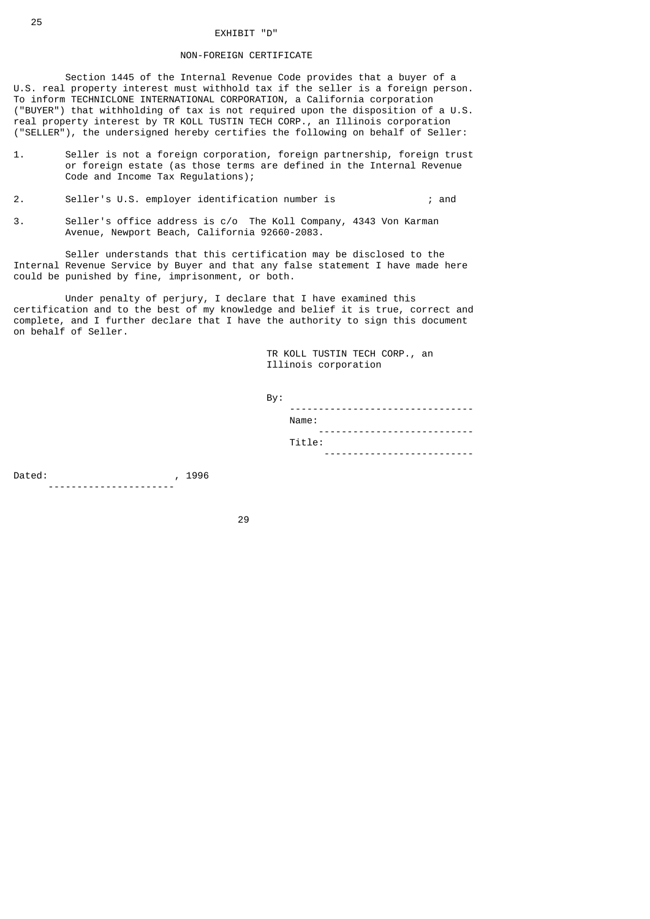# EXHIBIT "D"

## NON-FOREIGN CERTIFICATE

Section 1445 of the Internal Revenue Code provides that a buyer of a U.S. real property interest must withhold tax if the seller is a foreign person. To inform TECHNICLONE INTERNATIONAL CORPORATION, a California corporation ("BUYER") that withholding of tax is not required upon the disposition of a U.S. real property interest by TR KOLL TUSTIN TECH CORP., an Illinois corporation ("SELLER"), the undersigned hereby certifies the following on behalf of Seller:

1. Seller is not a foreign corporation, foreign partnership, foreign trust or foreign estate (as those terms are defined in the Internal Revenue Code and Income Tax Regulations);

2. Seller's U.S. employer identification number is ; and

3. Seller's office address is c/o The Koll Company, 4343 Von Karman Avenue, Newport Beach, California 92660-2083.

Seller understands that this certification may be disclosed to the Internal Revenue Service by Buyer and that any false statement I have made here could be punished by fine, imprisonment, or both.

Under penalty of perjury, I declare that I have examined this certification and to the best of my knowledge and belief it is true, correct and complete, and I further declare that I have the authority to sign this document on behalf of Seller.

TR KOLL TUSTIN TECH CORP., an Illinois corporation

By: \_\_\_\_\_\_\_\_\_\_\_\_\_\_\_\_\_\_\_\_\_\_\_\_\_\_\_\_\_\_\_

Name: \_\_\_\_\_\_\_\_\_\_\_\_\_\_\_\_\_\_\_\_\_\_\_\_\_\_

Title: \_\_\_\_\_\_\_\_\_\_\_\_\_\_\_\_\_\_\_\_\_\_\_\_\_

Dated: \_\_\_\_\_\_\_\_\_\_\_\_\_\_\_\_\_\_\_\_\_, 1996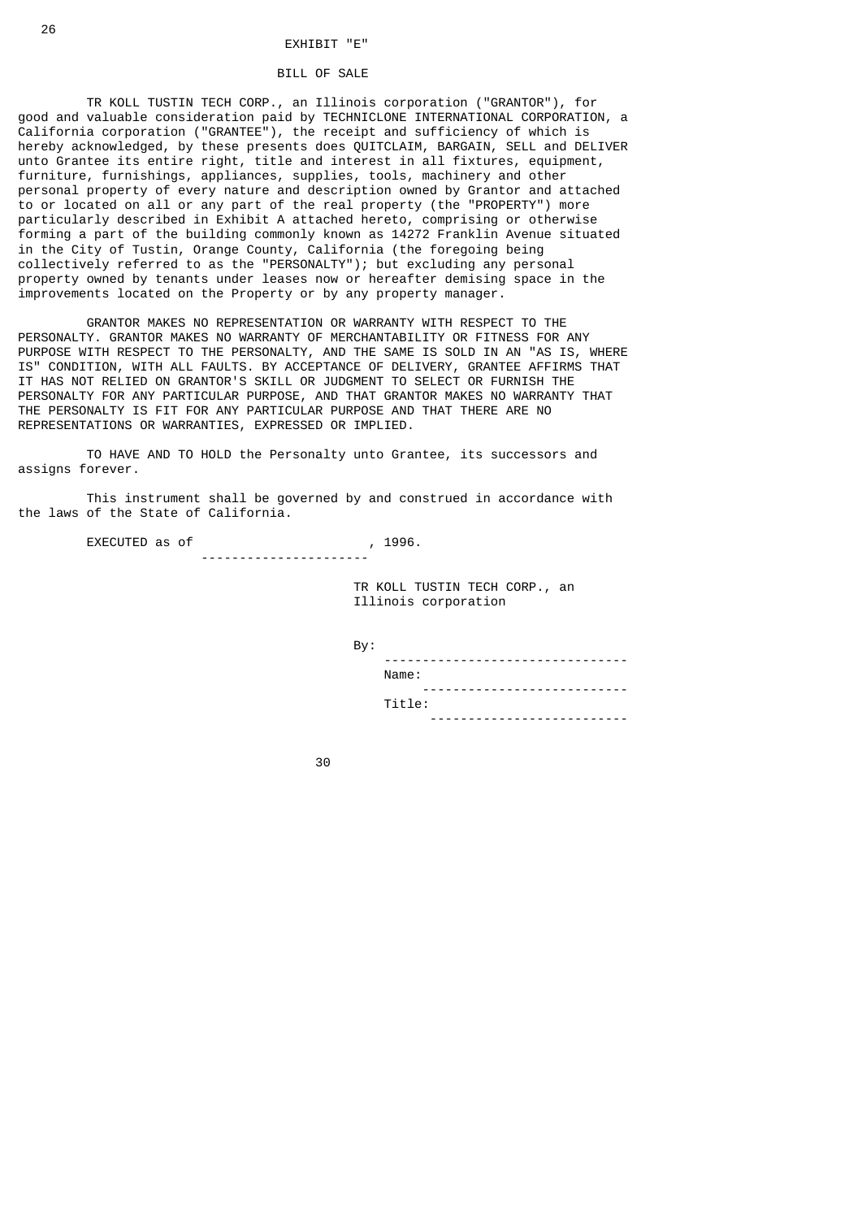# EXHIBIT "E"

## BILL OF SALE

TR KOLL TUSTIN TECH CORP., an Illinois corporation ("GRANTOR"), for good and valuable consideration paid by TECHNICLONE INTERNATIONAL CORPORATION, a California corporation ("GRANTEE"), the receipt and sufficiency of which is hereby acknowledged, by these presents does QUITCLAIM, BARGAIN, SELL and DELIVER unto Grantee its entire right, title and interest in all fixtures, equipment, furniture, furnishings, appliances, supplies, tools, machinery and other personal property of every nature and description owned by Grantor and attached to or located on all or any part of the real property (the "PROPERTY") more particularly described in Exhibit A attached hereto, comprising or otherwise forming a part of the building commonly known as 14272 Franklin Avenue situated in the City of Tustin, Orange County, California (the foregoing being collectively referred to as the "PERSONALTY"); but excluding any personal property owned by tenants under leases now or hereafter demising space in the improvements located on the Property or by any property manager.

GRANTOR MAKES NO REPRESENTATION OR WARRANTY WITH RESPECT TO THE PERSONALTY. GRANTOR MAKES NO WARRANTY OF MERCHANTABILITY OR FITNESS FOR ANY PURPOSE WITH RESPECT TO THE PERSONALTY, AND THE SAME IS SOLD IN AN "AS IS, WHERE IS" CONDITION, WITH ALL FAULTS. BY ACCEPTANCE OF DELIVERY, GRANTEE AFFIRMS THAT IT HAS NOT RELIED ON GRANTOR'S SKILL OR JUDGMENT TO SELECT OR FURNISH THE PERSONALTY FOR ANY PARTICULAR PURPOSE, AND THAT GRANTOR MAKES NO WARRANTY THAT THE PERSONALTY IS FIT FOR ANY PARTICULAR PURPOSE AND THAT THERE ARE NO REPRESENTATIONS OR WARRANTIES, EXPRESSED OR IMPLIED.

TO HAVE AND TO HOLD the Personalty unto Grantee, its successors and assigns forever.

This instrument shall be governed by and construed in accordance with the laws of the State of California.

EXECUTED as of ______________________, 1996.

TR KOLL TUSTIN TECH CORP., an Illinois corporation

By: ________________________________

Name: ______________________________

Title: _____________________________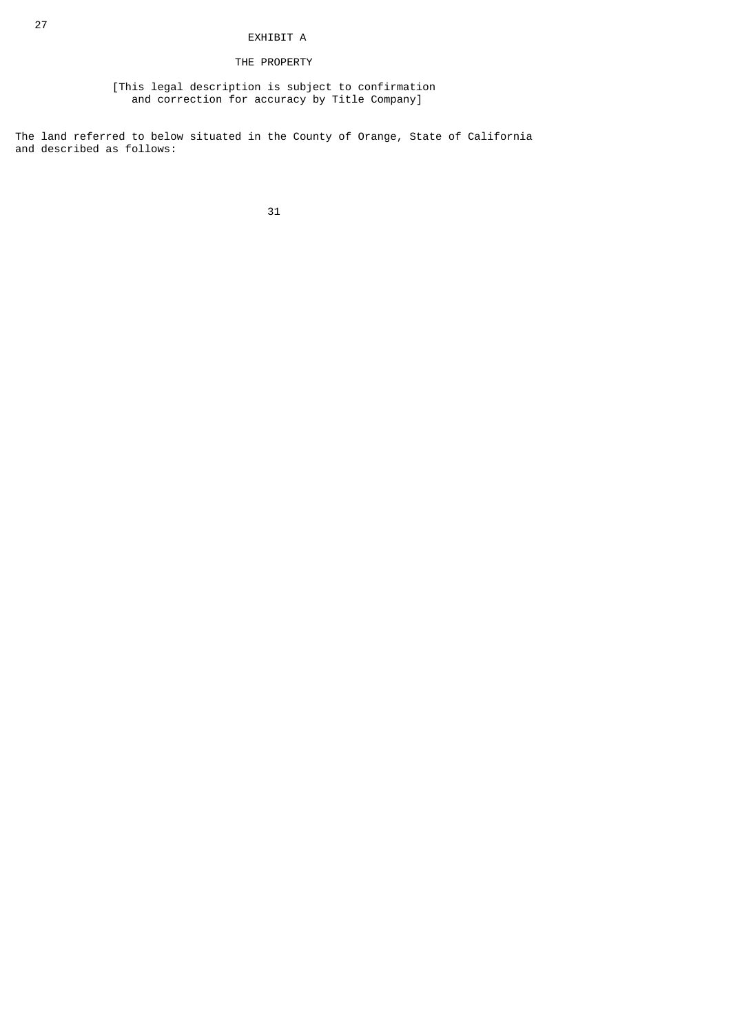# EXHIBIT A

## THE PROPERTY

[This legal description is subject to confirmation and correction for accuracy by Title Company]

The land referred to below situated in the County of Orange, State of California and described as follows: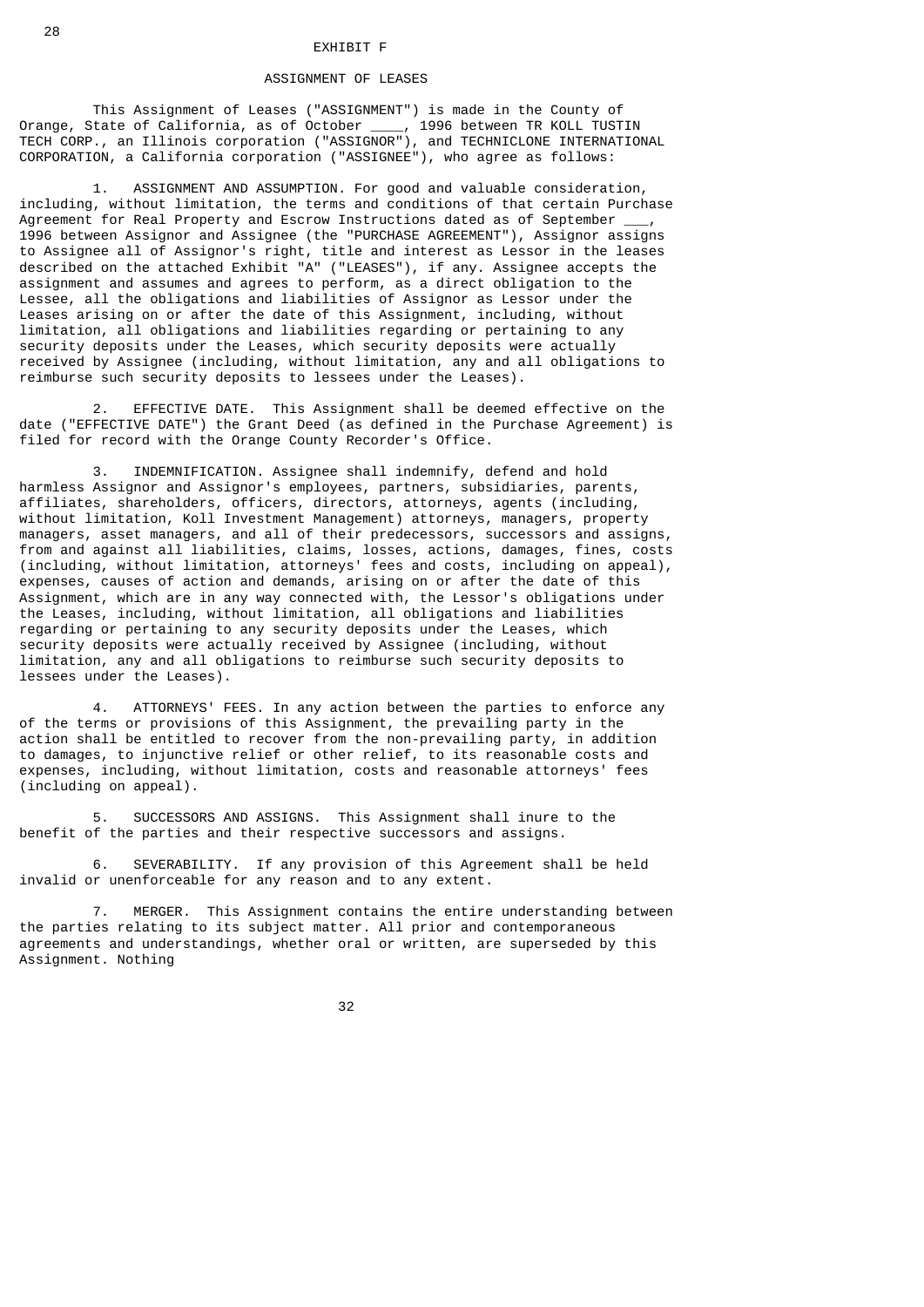EXHIBIT F

ASSIGNMENT OF LEASES

This Assignment of Leases ("ASSIGNMENT") is made in the County of Orange, State of California, as of October ____, 1996 between TR KOLL TUSTIN TECH CORP., an Illinois corporation ("ASSIGNOR"), and TECHNICLONE INTERNATIONAL CORPORATION, a California corporation ("ASSIGNEE"), who agree as follows:

1. ASSIGNMENT AND ASSUMPTION. For good and valuable consideration, including, without limitation, the terms and conditions of that certain Purchase Agreement for Real Property and Escrow Instructions dated as of September ___, 1996 between Assignor and Assignee (the "PURCHASE AGREEMENT"), Assignor assigns to Assignee all of Assignor's right, title and interest as Lessor in the leases described on the attached Exhibit "A" ("LEASES"), if any. Assignee accepts the assignment and assumes and agrees to perform, as a direct obligation to the Lessee, all the obligations and liabilities of Assignor as Lessor under the Leases arising on or after the date of this Assignment, including, without limitation, all obligations and liabilities regarding or pertaining to any security deposits under the Leases, which security deposits were actually received by Assignee (including, without limitation, any and all obligations to reimburse such security deposits to lessees under the Leases).

2. EFFECTIVE DATE. This Assignment shall be deemed effective on the date ("EFFECTIVE DATE") the Grant Deed (as defined in the Purchase Agreement) is filed for record with the Orange County Recorder's Office.

3. INDEMNIFICATION. Assignee shall indemnify, defend and hold harmless Assignor and Assignor's employees, partners, subsidiaries, parents, affiliates, shareholders, officers, directors, attorneys, agents (including, without limitation, Koll Investment Management) attorneys, managers, property managers, asset managers, and all of their predecessors, successors and assigns, from and against all liabilities, claims, losses, actions, damages, fines, costs (including, without limitation, attorneys' fees and costs, including on appeal), expenses, causes of action and demands, arising on or after the date of this Assignment, which are in any way connected with, the Lessor's obligations under the Leases, including, without limitation, all obligations and liabilities regarding or pertaining to any security deposits under the Leases, which security deposits were actually received by Assignee (including, without limitation, any and all obligations to reimburse such security deposits to lessees under the Leases).

4. ATTORNEYS' FEES. In any action between the parties to enforce any of the terms or provisions of this Assignment, the prevailing party in the action shall be entitled to recover from the non-prevailing party, in addition to damages, to injunctive relief or other relief, to its reasonable costs and expenses, including, without limitation, costs and reasonable attorneys' fees (including on appeal).

5. SUCCESSORS AND ASSIGNS. This Assignment shall inure to the benefit of the parties and their respective successors and assigns.

6. SEVERABILITY. If any provision of this Agreement shall be held invalid or unenforceable for any reason and to any extent.

7. MERGER. This Assignment contains the entire understanding between the parties relating to its subject matter. All prior and contemporaneous agreements and understandings, whether oral or written, are superseded by this Assignment. Nothing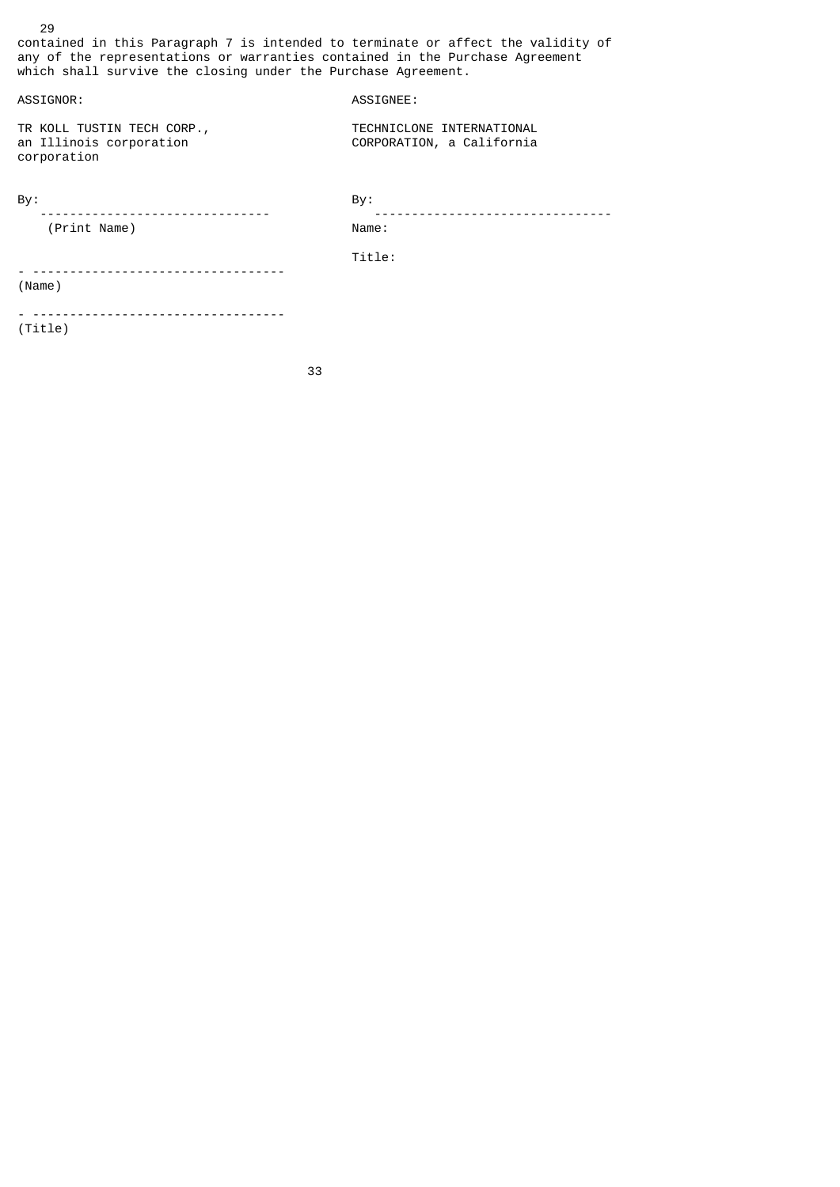contained in this Paragraph 7 is intended to terminate or affect the validity of any of the representations or warranties contained in the Purchase Agreement which shall survive the closing under the Purchase Agreement.

| | |
|---|---|
| ASSIGNOR: | ASSIGNEE: |
| TR KOLL TUSTIN TECH CORP., an Illinois corporation | TECHNICLONE INTERNATIONAL CORPORATION, a California corporation |
| By: ------------------------------- (Print Name) | By: ------------------------------- |
| | Name: |
| | Title: |
| ---------------------------------- (Name) | |
| ---------------------------------- (Title) | |